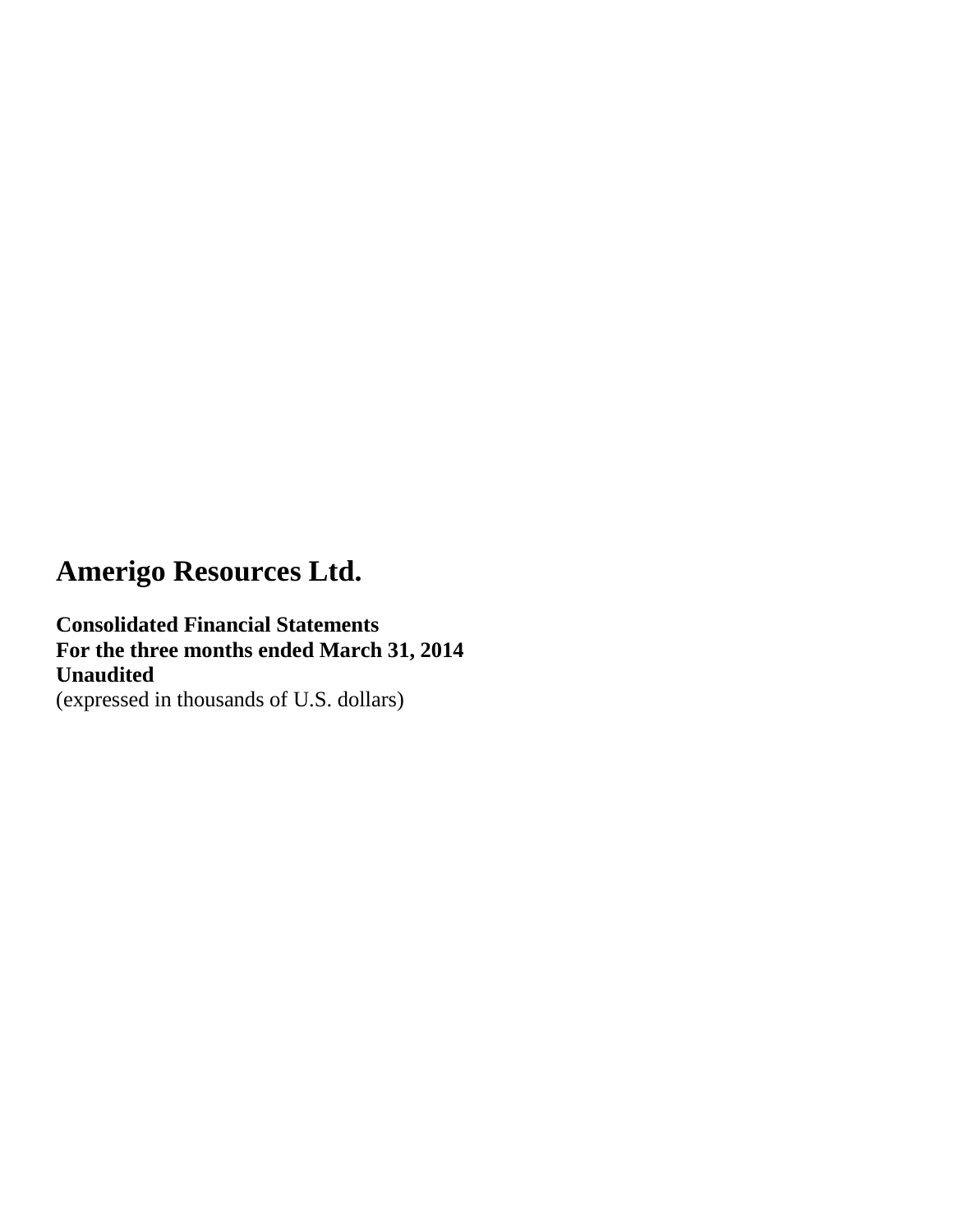# Amerigo Resources Ltd.

**Consolidated Financial Statements**
**For the three months ended March 31, 2014**
**Unaudited**
(expressed in thousands of U.S. dollars)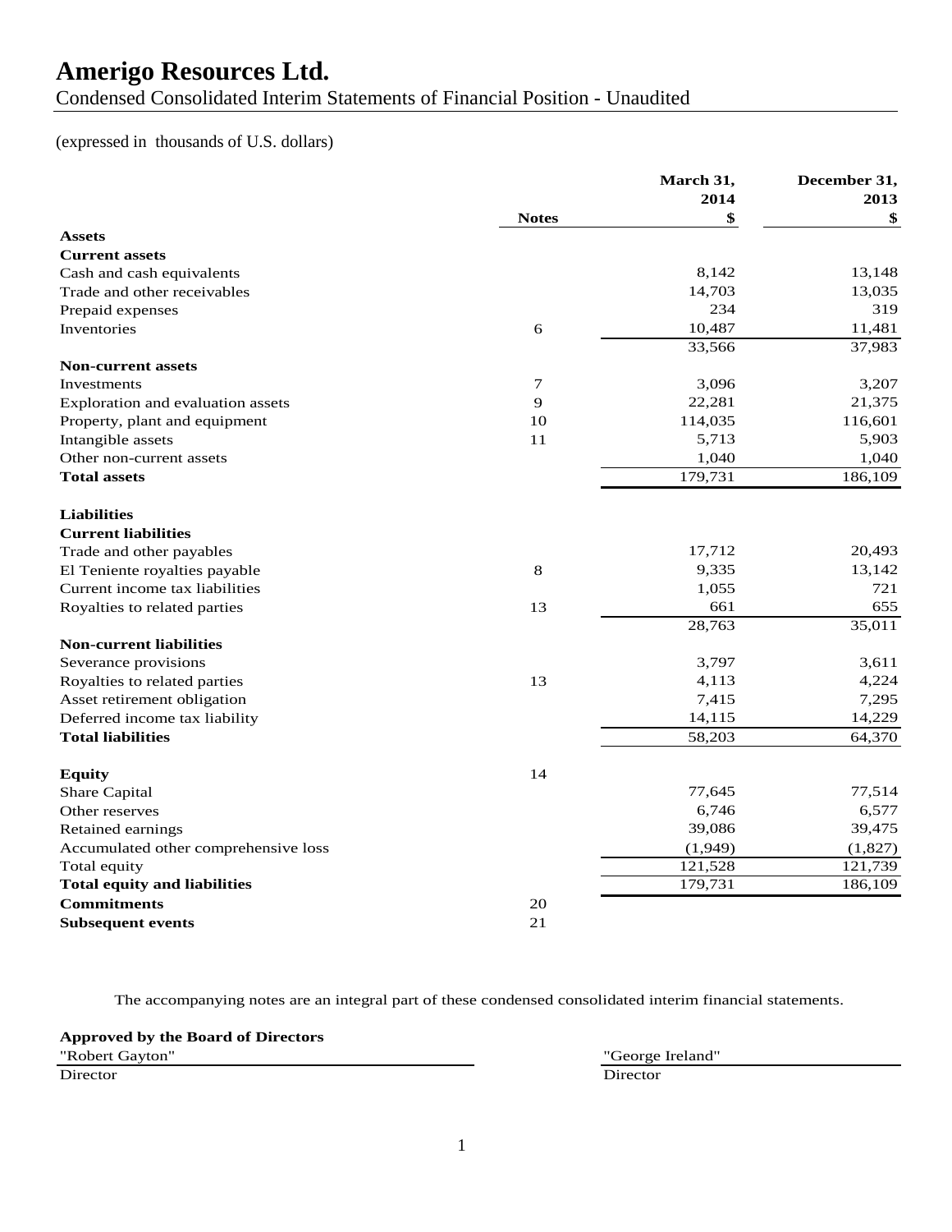# Amerigo Resources Ltd.

Condensed Consolidated Interim Statements of Financial Position - Unaudited

(expressed in thousands of U.S. dollars)

| | Notes | March 31, 2014 $ | December 31, 2013 $ |
|---|---|---|---|
| **Assets** | | | |
| **Current assets** | | | |
| Cash and cash equivalents | | 8,142 | 13,148 |
| Trade and other receivables | | 14,703 | 13,035 |
| Prepaid expenses | | 234 | 319 |
| Inventories | 6 | 10,487 | 11,481 |
| | | 33,566 | 37,983 |
| **Non-current assets** | | | |
| Investments | 7 | 3,096 | 3,207 |
| Exploration and evaluation assets | 9 | 22,281 | 21,375 |
| Property, plant and equipment | 10 | 114,035 | 116,601 |
| Intangible assets | 11 | 5,713 | 5,903 |
| Other non-current assets | | 1,040 | 1,040 |
| **Total assets** | | 179,731 | 186,109 |
| | | | |
| **Liabilities** | | | |
| **Current liabilities** | | | |
| Trade and other payables | | 17,712 | 20,493 |
| El Teniente royalties payable | 8 | 9,335 | 13,142 |
| Current income tax liabilities | | 1,055 | 721 |
| Royalties to related parties | 13 | 661 | 655 |
| | | 28,763 | 35,011 |
| **Non-current liabilities** | | | |
| Severance provisions | | 3,797 | 3,611 |
| Royalties to related parties | 13 | 4,113 | 4,224 |
| Asset retirement obligation | | 7,415 | 7,295 |
| Deferred income tax liability | | 14,115 | 14,229 |
| **Total liabilities** | | 58,203 | 64,370 |
| | | | |
| **Equity** | 14 | | |
| Share Capital | | 77,645 | 77,514 |
| Other reserves | | 6,746 | 6,577 |
| Retained earnings | | 39,086 | 39,475 |
| Accumulated other comprehensive loss | | (1,949) | (1,827) |
| Total equity | | 121,528 | 121,739 |
| **Total equity and liabilities** | | 179,731 | 186,109 |
| **Commitments** | 20 | | |
| **Subsequent events** | 21 | | |

The accompanying notes are an integral part of these condensed consolidated interim financial statements.

**Approved by the Board of Directors**

"Robert Gayton"
Director

"George Ireland"
Director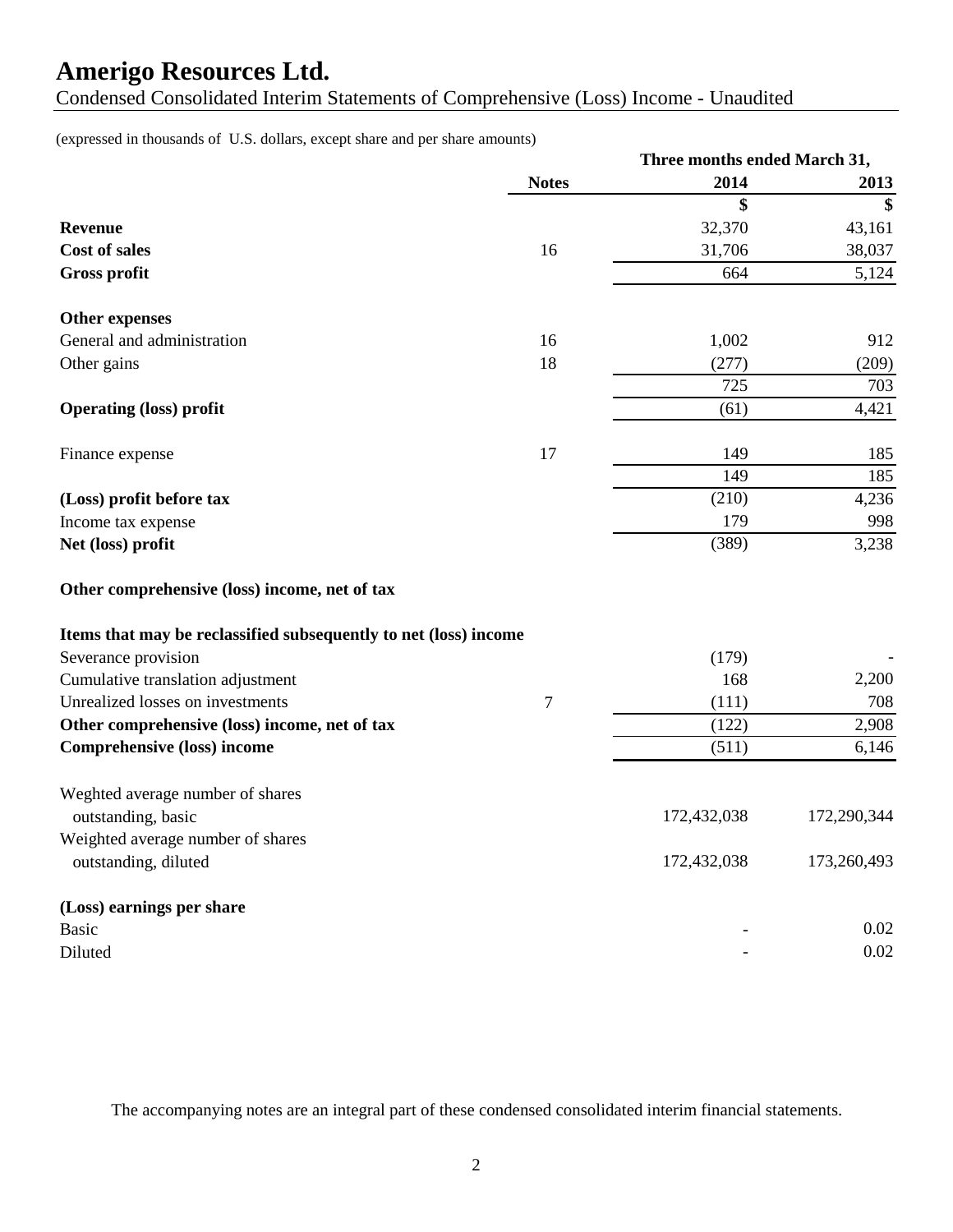# Amerigo Resources Ltd.

Condensed Consolidated Interim Statements of Comprehensive (Loss) Income - Unaudited

(expressed in thousands of U.S. dollars, except share and per share amounts)

| | Notes | Three months ended March 31, 2014 | 2013 |
|---|---|---|---|
| | | $ | $ |
| **Revenue** | | 32,370 | 43,161 |
| **Cost of sales** | 16 | 31,706 | 38,037 |
| **Gross profit** | | 664 | 5,124 |
| | | | |
| **Other expenses** | | | |
| General and administration | 16 | 1,002 | 912 |
| Other gains | 18 | (277) | (209) |
| | | 725 | 703 |
| **Operating (loss) profit** | | (61) | 4,421 |
| | | | |
| Finance expense | 17 | 149 | 185 |
| | | 149 | 185 |
| **(Loss) profit before tax** | | (210) | 4,236 |
| Income tax expense | | 179 | 998 |
| **Net (loss) profit** | | (389) | 3,238 |
| | | | |
| **Other comprehensive (loss) income, net of tax** | | | |
| | | | |
| **Items that may be reclassified subsequently to net (loss) income** | | | |
| Severance provision | | (179) | - |
| Cumulative translation adjustment | | 168 | 2,200 |
| Unrealized losses on investments | 7 | (111) | 708 |
| **Other comprehensive (loss) income, net of tax** | | (122) | 2,908 |
| **Comprehensive (loss) income** | | (511) | 6,146 |
| | | | |
| Weghted average number of shares outstanding, basic | | 172,432,038 | 172,290,344 |
| Weighted average number of shares outstanding, diluted | | 172,432,038 | 173,260,493 |
| | | | |
| **(Loss) earnings per share** | | | |
| Basic | | - | 0.02 |
| Diluted | | - | 0.02 |

The accompanying notes are an integral part of these condensed consolidated interim financial statements.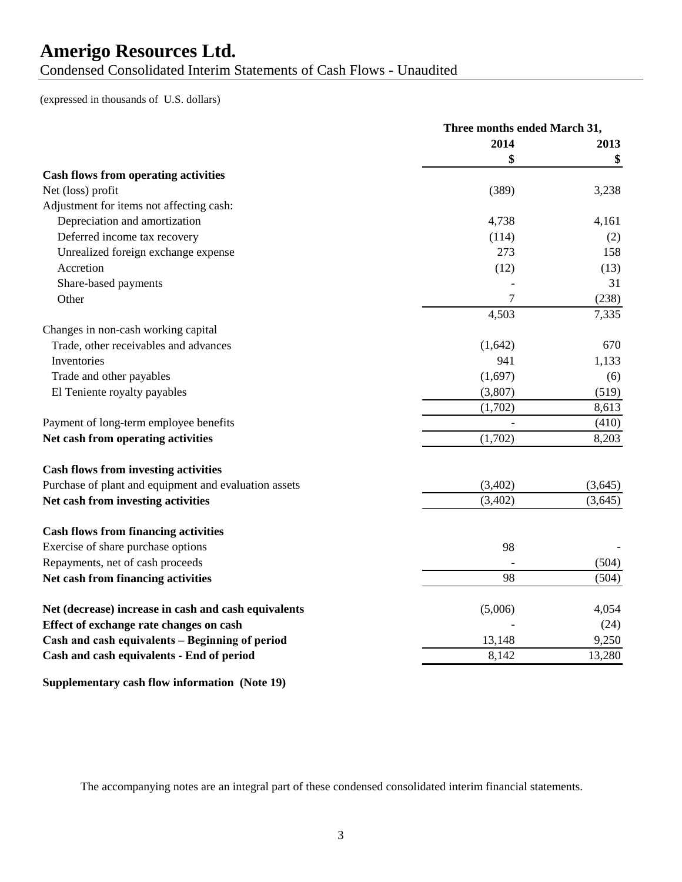# Amerigo Resources Ltd.

Condensed Consolidated Interim Statements of Cash Flows - Unaudited

(expressed in thousands of U.S. dollars)

| | Three months ended March 31, | |
|---|---|---|
| | 2014 | 2013 |
| | $ | $ |
| **Cash flows from operating activities** | | |
| Net (loss) profit | (389) | 3,238 |
| Adjustment for items not affecting cash: | | |
| Depreciation and amortization | 4,738 | 4,161 |
| Deferred income tax recovery | (114) | (2) |
| Unrealized foreign exchange expense | 273 | 158 |
| Accretion | (12) | (13) |
| Share-based payments | - | 31 |
| Other | 7 | (238) |
| | 4,503 | 7,335 |
| Changes in non-cash working capital | | |
| Trade, other receivables and advances | (1,642) | 670 |
| Inventories | 941 | 1,133 |
| Trade and other payables | (1,697) | (6) |
| El Teniente royalty payables | (3,807) | (519) |
| | (1,702) | 8,613 |
| Payment of long-term employee benefits | - | (410) |
| **Net cash from operating activities** | (1,702) | 8,203 |
| **Cash flows from investing activities** | | |
| Purchase of plant and equipment and evaluation assets | (3,402) | (3,645) |
| **Net cash from investing activities** | (3,402) | (3,645) |
| **Cash flows from financing activities** | | |
| Exercise of share purchase options | 98 | - |
| Repayments, net of cash proceeds | - | (504) |
| **Net cash from financing activities** | 98 | (504) |
| **Net (decrease) increase in cash and cash equivalents** | (5,006) | 4,054 |
| **Effect of exchange rate changes on cash** | - | (24) |
| **Cash and cash equivalents – Beginning of period** | 13,148 | 9,250 |
| **Cash and cash equivalents - End of period** | 8,142 | 13,280 |

**Supplementary cash flow information (Note 19)**

The accompanying notes are an integral part of these condensed consolidated interim financial statements.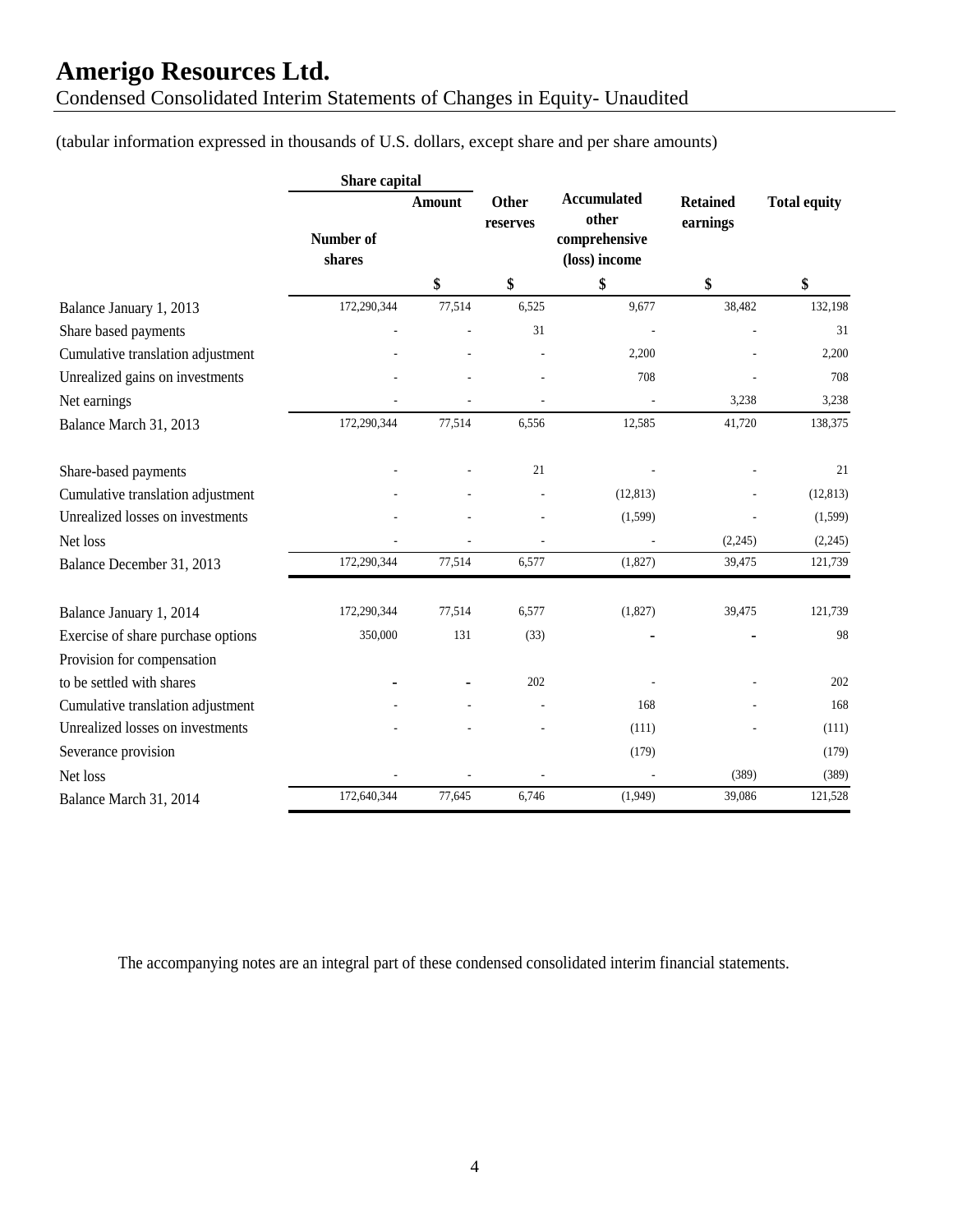# Amerigo Resources Ltd.

Condensed Consolidated Interim Statements of Changes in Equity- Unaudited

(tabular information expressed in thousands of U.S. dollars, except share and per share amounts)

| | Share capital | | Other reserves | Accumulated other comprehensive (loss) income | Retained earnings | Total equity |
|---|---|---|---|---|---|---|
| | Number of shares | Amount | | | | |
| | | $ | $ | $ | $ | $ |
| Balance January 1, 2013 | 172,290,344 | 77,514 | 6,525 | 9,677 | 38,482 | 132,198 |
| Share based payments | - | - | 31 | - | - | 31 |
| Cumulative translation adjustment | - | - | - | 2,200 | - | 2,200 |
| Unrealized gains on investments | - | - | - | 708 | - | 708 |
| Net earnings | - | - | - | - | 3,238 | 3,238 |
| Balance March 31, 2013 | 172,290,344 | 77,514 | 6,556 | 12,585 | 41,720 | 138,375 |
| | | | | | | |
| Share-based payments | - | - | 21 | - | - | 21 |
| Cumulative translation adjustment | - | - | - | (12,813) | - | (12,813) |
| Unrealized losses on investments | - | - | - | (1,599) | - | (1,599) |
| Net loss | - | - | - | - | (2,245) | (2,245) |
| Balance December 31, 2013 | 172,290,344 | 77,514 | 6,577 | (1,827) | 39,475 | 121,739 |
| | | | | | | |
| Balance January 1, 2014 | 172,290,344 | 77,514 | 6,577 | (1,827) | 39,475 | 121,739 |
| Exercise of share purchase options | 350,000 | 131 | (33) | - | - | 98 |
| Provision for compensation to be settled with shares | - | - | 202 | - | - | 202 |
| Cumulative translation adjustment | - | - | - | 168 | - | 168 |
| Unrealized losses on investments | - | - | - | (111) | - | (111) |
| Severance provision | | | | (179) | | (179) |
| Net loss | - | - | - | - | (389) | (389) |
| Balance March 31, 2014 | 172,640,344 | 77,645 | 6,746 | (1,949) | 39,086 | 121,528 |

The accompanying notes are an integral part of these condensed consolidated interim financial statements.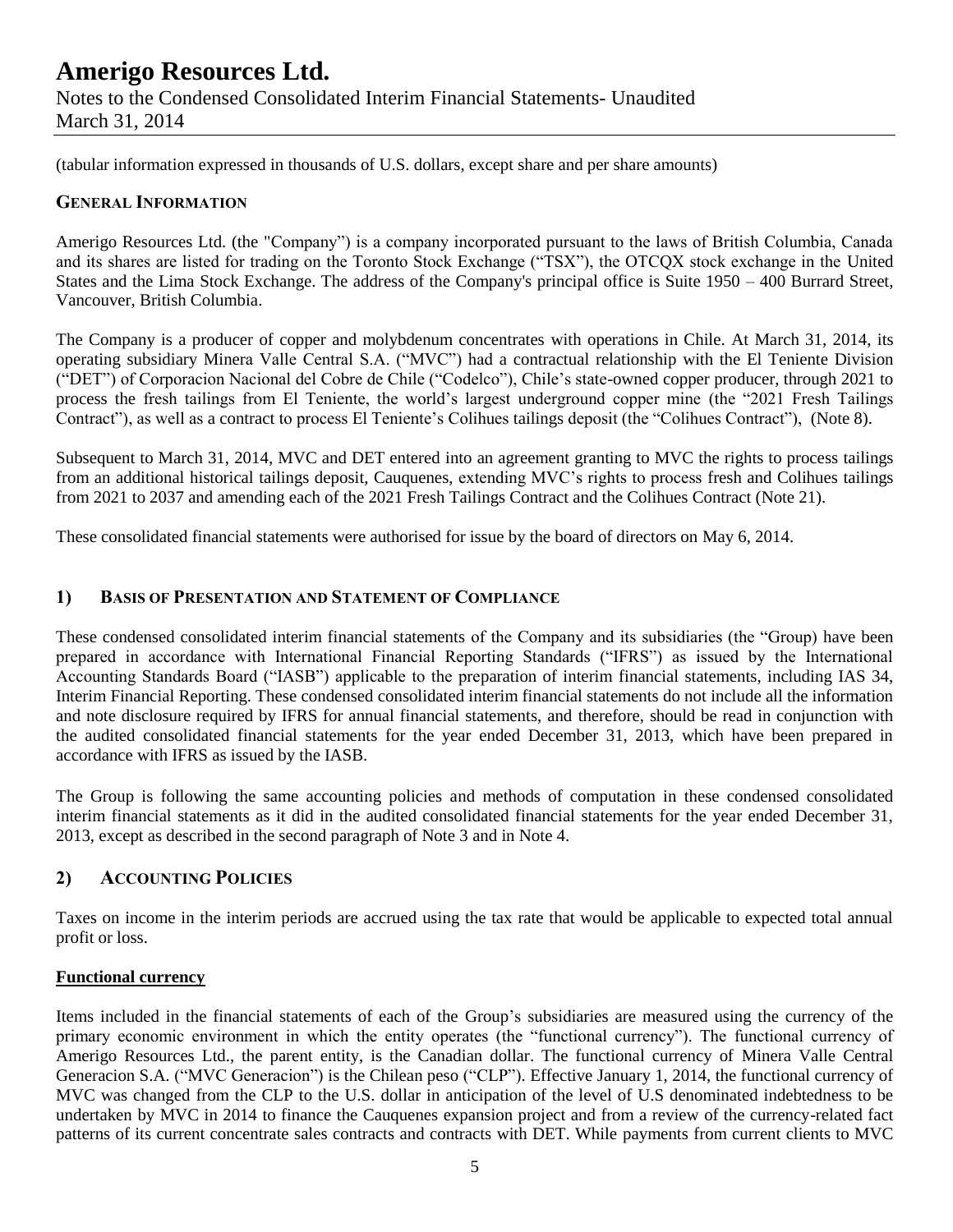(tabular information expressed in thousands of U.S. dollars, except share and per share amounts)

## GENERAL INFORMATION

Amerigo Resources Ltd. (the "Company") is a company incorporated pursuant to the laws of British Columbia, Canada and its shares are listed for trading on the Toronto Stock Exchange ("TSX"), the OTCQX stock exchange in the United States and the Lima Stock Exchange. The address of the Company's principal office is Suite 1950 – 400 Burrard Street, Vancouver, British Columbia.

The Company is a producer of copper and molybdenum concentrates with operations in Chile. At March 31, 2014, its operating subsidiary Minera Valle Central S.A. ("MVC") had a contractual relationship with the El Teniente Division ("DET") of Corporacion Nacional del Cobre de Chile ("Codelco"), Chile's state-owned copper producer, through 2021 to process the fresh tailings from El Teniente, the world's largest underground copper mine (the "2021 Fresh Tailings Contract"), as well as a contract to process El Teniente's Colihues tailings deposit (the "Colihues Contract"), (Note 8).

Subsequent to March 31, 2014, MVC and DET entered into an agreement granting to MVC the rights to process tailings from an additional historical tailings deposit, Cauquenes, extending MVC's rights to process fresh and Colihues tailings from 2021 to 2037 and amending each of the 2021 Fresh Tailings Contract and the Colihues Contract (Note 21).

These consolidated financial statements were authorised for issue by the board of directors on May 6, 2014.

## 1) BASIS OF PRESENTATION AND STATEMENT OF COMPLIANCE

These condensed consolidated interim financial statements of the Company and its subsidiaries (the "Group) have been prepared in accordance with International Financial Reporting Standards ("IFRS") as issued by the International Accounting Standards Board ("IASB") applicable to the preparation of interim financial statements, including IAS 34, Interim Financial Reporting. These condensed consolidated interim financial statements do not include all the information and note disclosure required by IFRS for annual financial statements, and therefore, should be read in conjunction with the audited consolidated financial statements for the year ended December 31, 2013, which have been prepared in accordance with IFRS as issued by the IASB.

The Group is following the same accounting policies and methods of computation in these condensed consolidated interim financial statements as it did in the audited consolidated financial statements for the year ended December 31, 2013, except as described in the second paragraph of Note 3 and in Note 4.

## 2) ACCOUNTING POLICIES

Taxes on income in the interim periods are accrued using the tax rate that would be applicable to expected total annual profit or loss.

**Functional currency**

Items included in the financial statements of each of the Group's subsidiaries are measured using the currency of the primary economic environment in which the entity operates (the "functional currency"). The functional currency of Amerigo Resources Ltd., the parent entity, is the Canadian dollar. The functional currency of Minera Valle Central Generacion S.A. ("MVC Generacion") is the Chilean peso ("CLP"). Effective January 1, 2014, the functional currency of MVC was changed from the CLP to the U.S. dollar in anticipation of the level of U.S denominated indebtedness to be undertaken by MVC in 2014 to finance the Cauquenes expansion project and from a review of the currency-related fact patterns of its current concentrate sales contracts and contracts with DET. While payments from current clients to MVC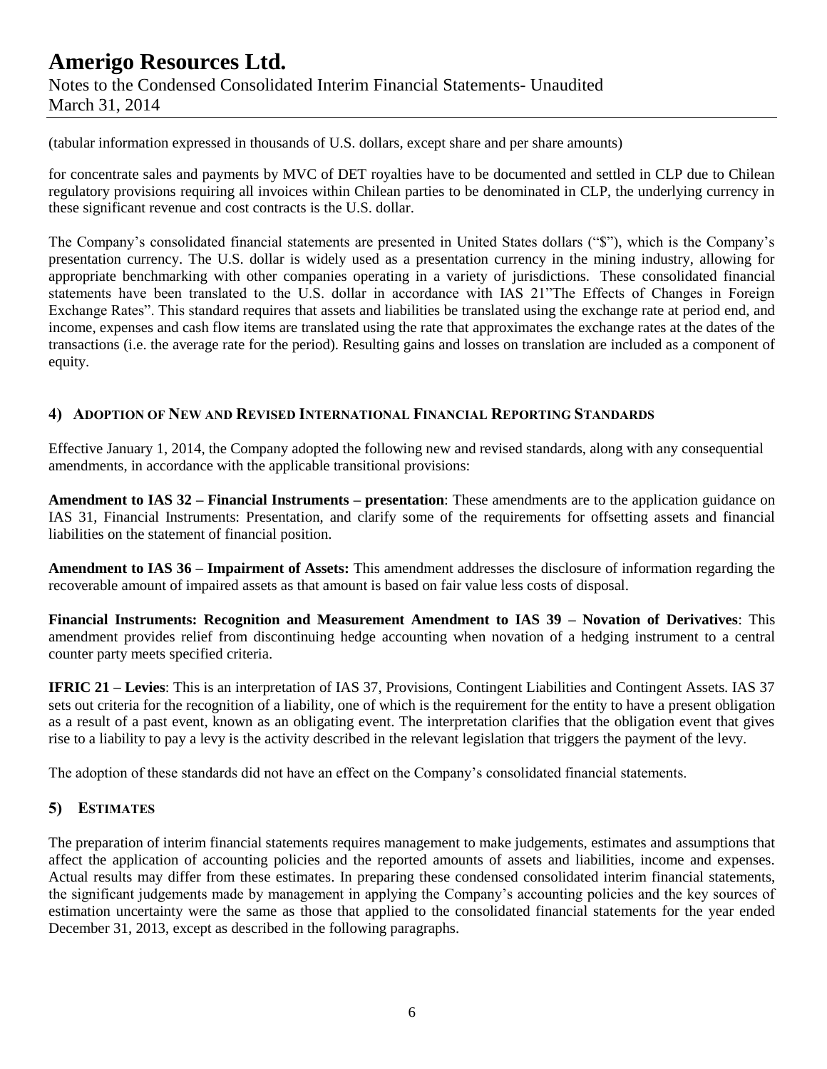(tabular information expressed in thousands of U.S. dollars, except share and per share amounts)

for concentrate sales and payments by MVC of DET royalties have to be documented and settled in CLP due to Chilean regulatory provisions requiring all invoices within Chilean parties to be denominated in CLP, the underlying currency in these significant revenue and cost contracts is the U.S. dollar.

The Company's consolidated financial statements are presented in United States dollars ("$"), which is the Company's presentation currency. The U.S. dollar is widely used as a presentation currency in the mining industry, allowing for appropriate benchmarking with other companies operating in a variety of jurisdictions. These consolidated financial statements have been translated to the U.S. dollar in accordance with IAS 21"The Effects of Changes in Foreign Exchange Rates". This standard requires that assets and liabilities be translated using the exchange rate at period end, and income, expenses and cash flow items are translated using the rate that approximates the exchange rates at the dates of the transactions (i.e. the average rate for the period). Resulting gains and losses on translation are included as a component of equity.

## 4) ADOPTION OF NEW AND REVISED INTERNATIONAL FINANCIAL REPORTING STANDARDS

Effective January 1, 2014, the Company adopted the following new and revised standards, along with any consequential amendments, in accordance with the applicable transitional provisions:

**Amendment to IAS 32 – Financial Instruments – presentation**: These amendments are to the application guidance on IAS 31, Financial Instruments: Presentation, and clarify some of the requirements for offsetting assets and financial liabilities on the statement of financial position.

**Amendment to IAS 36 – Impairment of Assets:** This amendment addresses the disclosure of information regarding the recoverable amount of impaired assets as that amount is based on fair value less costs of disposal.

**Financial Instruments: Recognition and Measurement Amendment to IAS 39 – Novation of Derivatives**: This amendment provides relief from discontinuing hedge accounting when novation of a hedging instrument to a central counter party meets specified criteria.

**IFRIC 21 – Levies**: This is an interpretation of IAS 37, Provisions, Contingent Liabilities and Contingent Assets. IAS 37 sets out criteria for the recognition of a liability, one of which is the requirement for the entity to have a present obligation as a result of a past event, known as an obligating event. The interpretation clarifies that the obligation event that gives rise to a liability to pay a levy is the activity described in the relevant legislation that triggers the payment of the levy.

The adoption of these standards did not have an effect on the Company's consolidated financial statements.

## 5) ESTIMATES

The preparation of interim financial statements requires management to make judgements, estimates and assumptions that affect the application of accounting policies and the reported amounts of assets and liabilities, income and expenses. Actual results may differ from these estimates. In preparing these condensed consolidated interim financial statements, the significant judgements made by management in applying the Company's accounting policies and the key sources of estimation uncertainty were the same as those that applied to the consolidated financial statements for the year ended December 31, 2013, except as described in the following paragraphs.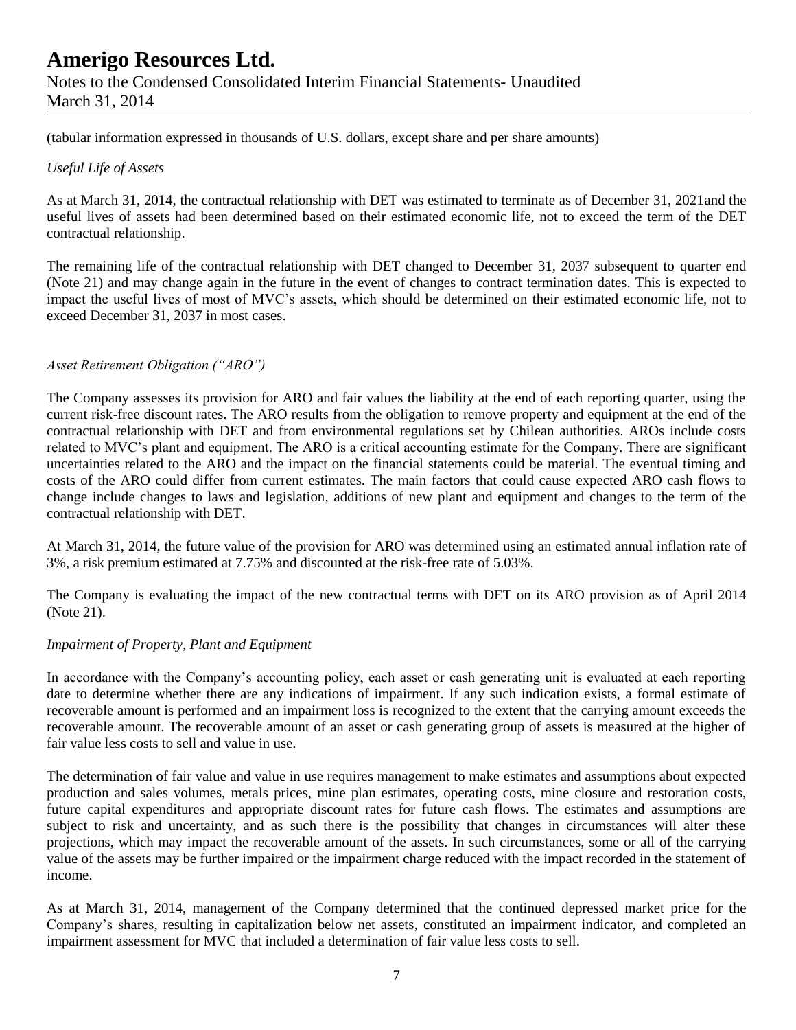(tabular information expressed in thousands of U.S. dollars, except share and per share amounts)

*Useful Life of Assets*

As at March 31, 2014, the contractual relationship with DET was estimated to terminate as of December 31, 2021and the useful lives of assets had been determined based on their estimated economic life, not to exceed the term of the DET contractual relationship.

The remaining life of the contractual relationship with DET changed to December 31, 2037 subsequent to quarter end (Note 21) and may change again in the future in the event of changes to contract termination dates. This is expected to impact the useful lives of most of MVC's assets, which should be determined on their estimated economic life, not to exceed December 31, 2037 in most cases.

*Asset Retirement Obligation ("ARO")*

The Company assesses its provision for ARO and fair values the liability at the end of each reporting quarter, using the current risk-free discount rates. The ARO results from the obligation to remove property and equipment at the end of the contractual relationship with DET and from environmental regulations set by Chilean authorities. AROs include costs related to MVC's plant and equipment. The ARO is a critical accounting estimate for the Company. There are significant uncertainties related to the ARO and the impact on the financial statements could be material. The eventual timing and costs of the ARO could differ from current estimates. The main factors that could cause expected ARO cash flows to change include changes to laws and legislation, additions of new plant and equipment and changes to the term of the contractual relationship with DET.

At March 31, 2014, the future value of the provision for ARO was determined using an estimated annual inflation rate of 3%, a risk premium estimated at 7.75% and discounted at the risk-free rate of 5.03%.

The Company is evaluating the impact of the new contractual terms with DET on its ARO provision as of April 2014 (Note 21).

*Impairment of Property, Plant and Equipment*

In accordance with the Company's accounting policy, each asset or cash generating unit is evaluated at each reporting date to determine whether there are any indications of impairment. If any such indication exists, a formal estimate of recoverable amount is performed and an impairment loss is recognized to the extent that the carrying amount exceeds the recoverable amount. The recoverable amount of an asset or cash generating group of assets is measured at the higher of fair value less costs to sell and value in use.

The determination of fair value and value in use requires management to make estimates and assumptions about expected production and sales volumes, metals prices, mine plan estimates, operating costs, mine closure and restoration costs, future capital expenditures and appropriate discount rates for future cash flows. The estimates and assumptions are subject to risk and uncertainty, and as such there is the possibility that changes in circumstances will alter these projections, which may impact the recoverable amount of the assets. In such circumstances, some or all of the carrying value of the assets may be further impaired or the impairment charge reduced with the impact recorded in the statement of income.

As at March 31, 2014, management of the Company determined that the continued depressed market price for the Company's shares, resulting in capitalization below net assets, constituted an impairment indicator, and completed an impairment assessment for MVC that included a determination of fair value less costs to sell.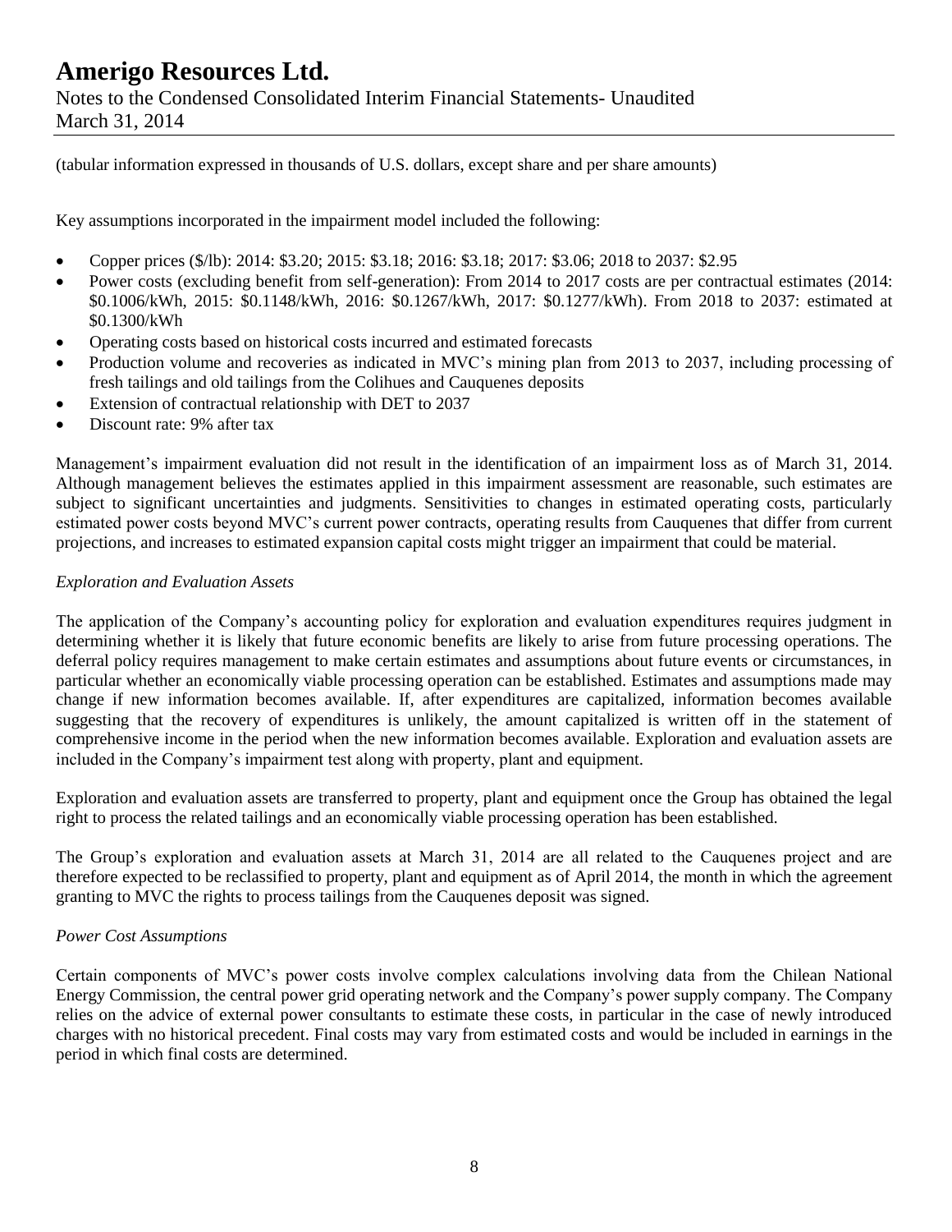(tabular information expressed in thousands of U.S. dollars, except share and per share amounts)

Key assumptions incorporated in the impairment model included the following:

- Copper prices ($/lb): 2014: $3.20; 2015: $3.18; 2016: $3.18; 2017: $3.06; 2018 to 2037: $2.95
- Power costs (excluding benefit from self-generation): From 2014 to 2017 costs are per contractual estimates (2014: $0.1006/kWh, 2015: $0.1148/kWh, 2016: $0.1267/kWh, 2017: $0.1277/kWh). From 2018 to 2037: estimated at $0.1300/kWh
- Operating costs based on historical costs incurred and estimated forecasts
- Production volume and recoveries as indicated in MVC's mining plan from 2013 to 2037, including processing of fresh tailings and old tailings from the Colihues and Cauquenes deposits
- Extension of contractual relationship with DET to 2037
- Discount rate: 9% after tax

Management's impairment evaluation did not result in the identification of an impairment loss as of March 31, 2014. Although management believes the estimates applied in this impairment assessment are reasonable, such estimates are subject to significant uncertainties and judgments. Sensitivities to changes in estimated operating costs, particularly estimated power costs beyond MVC's current power contracts, operating results from Cauquenes that differ from current projections, and increases to estimated expansion capital costs might trigger an impairment that could be material.

*Exploration and Evaluation Assets*

The application of the Company's accounting policy for exploration and evaluation expenditures requires judgment in determining whether it is likely that future economic benefits are likely to arise from future processing operations. The deferral policy requires management to make certain estimates and assumptions about future events or circumstances, in particular whether an economically viable processing operation can be established. Estimates and assumptions made may change if new information becomes available. If, after expenditures are capitalized, information becomes available suggesting that the recovery of expenditures is unlikely, the amount capitalized is written off in the statement of comprehensive income in the period when the new information becomes available. Exploration and evaluation assets are included in the Company's impairment test along with property, plant and equipment.

Exploration and evaluation assets are transferred to property, plant and equipment once the Group has obtained the legal right to process the related tailings and an economically viable processing operation has been established.

The Group's exploration and evaluation assets at March 31, 2014 are all related to the Cauquenes project and are therefore expected to be reclassified to property, plant and equipment as of April 2014, the month in which the agreement granting to MVC the rights to process tailings from the Cauquenes deposit was signed.

*Power Cost Assumptions*

Certain components of MVC's power costs involve complex calculations involving data from the Chilean National Energy Commission, the central power grid operating network and the Company's power supply company. The Company relies on the advice of external power consultants to estimate these costs, in particular in the case of newly introduced charges with no historical precedent. Final costs may vary from estimated costs and would be included in earnings in the period in which final costs are determined.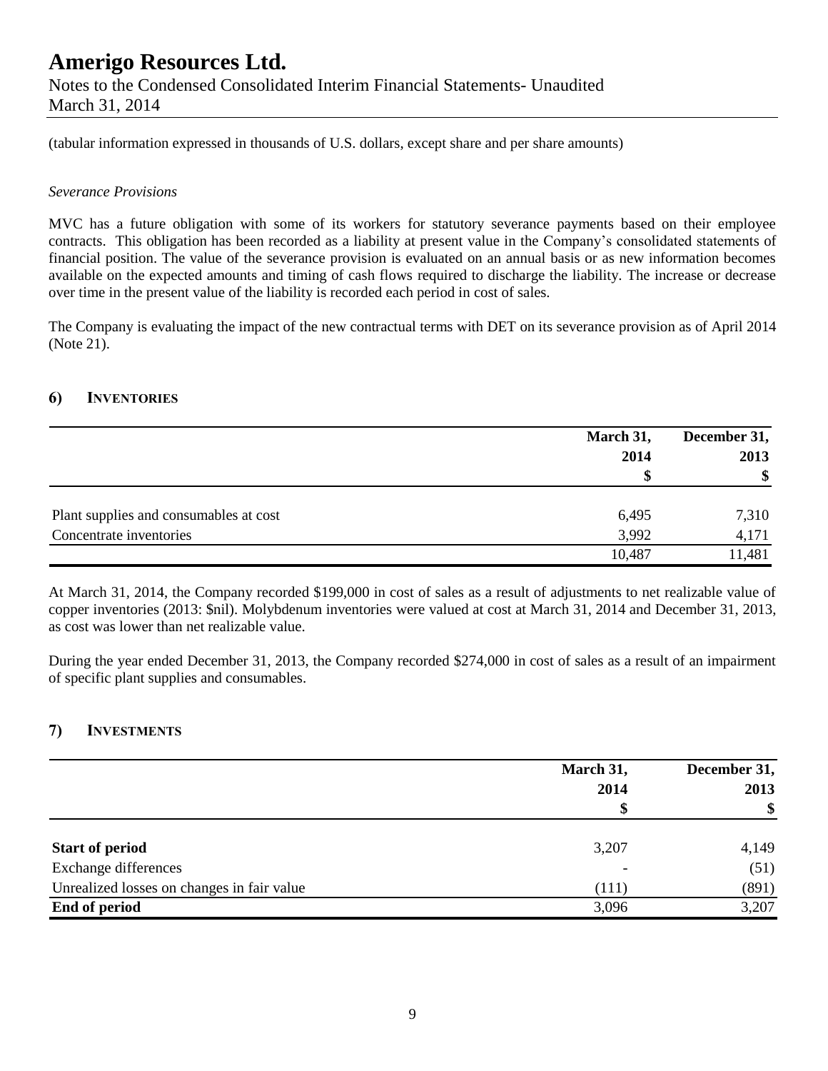(tabular information expressed in thousands of U.S. dollars, except share and per share amounts)

*Severance Provisions*

MVC has a future obligation with some of its workers for statutory severance payments based on their employee contracts. This obligation has been recorded as a liability at present value in the Company's consolidated statements of financial position. The value of the severance provision is evaluated on an annual basis or as new information becomes available on the expected amounts and timing of cash flows required to discharge the liability. The increase or decrease over time in the present value of the liability is recorded each period in cost of sales.

The Company is evaluating the impact of the new contractual terms with DET on its severance provision as of April 2014 (Note 21).

## 6) INVENTORIES

| | March 31, 2014 $ | December 31, 2013 $ |
|---|---|---|
| Plant supplies and consumables at cost | 6,495 | 7,310 |
| Concentrate inventories | 3,992 | 4,171 |
| | 10,487 | 11,481 |

At March 31, 2014, the Company recorded $199,000 in cost of sales as a result of adjustments to net realizable value of copper inventories (2013: $nil). Molybdenum inventories were valued at cost at March 31, 2014 and December 31, 2013, as cost was lower than net realizable value.

During the year ended December 31, 2013, the Company recorded $274,000 in cost of sales as a result of an impairment of specific plant supplies and consumables.

## 7) INVESTMENTS

| | March 31, 2014 $ | December 31, 2013 $ |
|---|---|---|
| **Start of period** | 3,207 | 4,149 |
| Exchange differences | - | (51) |
| Unrealized losses on changes in fair value | (111) | (891) |
| **End of period** | 3,096 | 3,207 |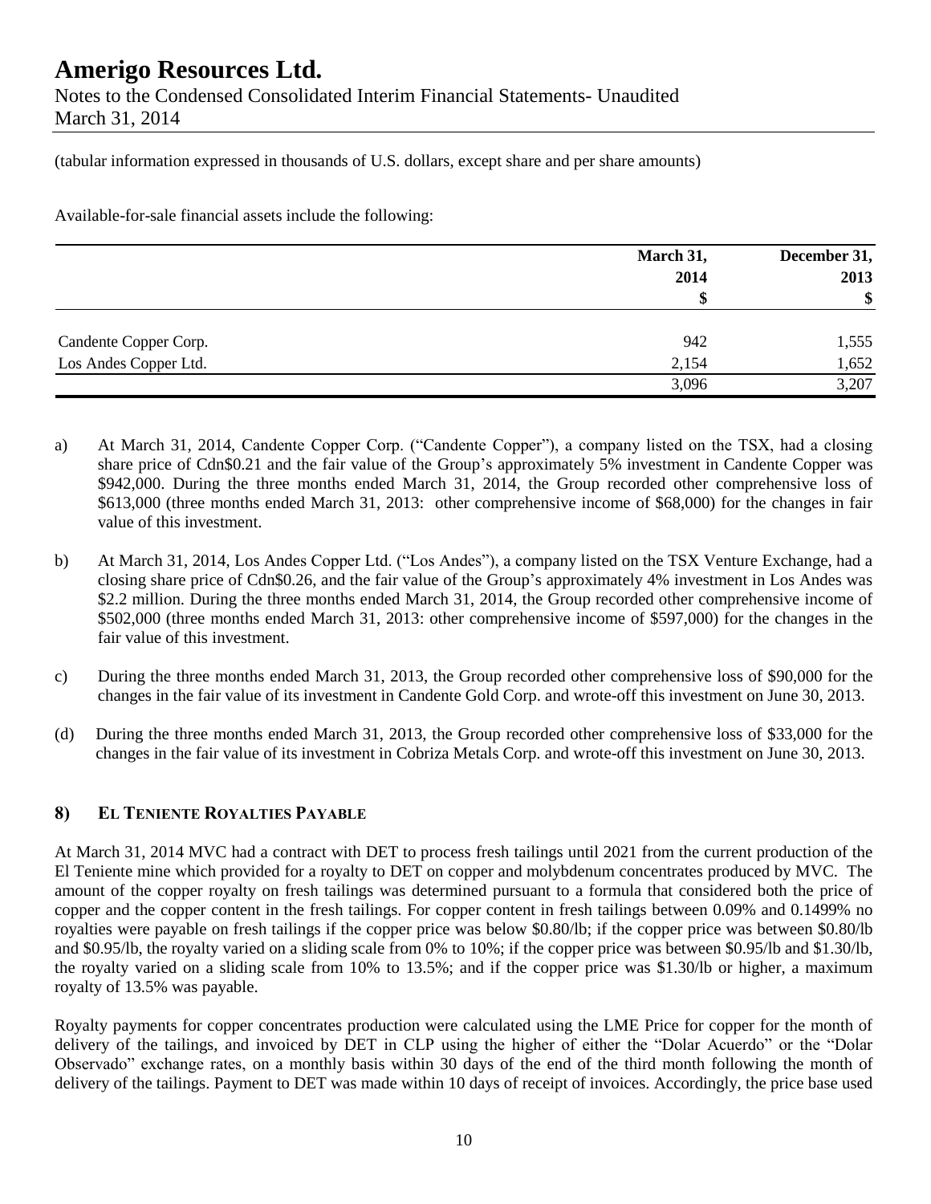(tabular information expressed in thousands of U.S. dollars, except share and per share amounts)

Available-for-sale financial assets include the following:

| | March 31, 2014 | December 31, 2013 |
|---|---|---|
| | $ | $ |
| Candente Copper Corp. | 942 | 1,555 |
| Los Andes Copper Ltd. | 2,154 | 1,652 |
| | 3,096 | 3,207 |

a) At March 31, 2014, Candente Copper Corp. ("Candente Copper"), a company listed on the TSX, had a closing share price of Cdn$0.21 and the fair value of the Group's approximately 5% investment in Candente Copper was $942,000. During the three months ended March 31, 2014, the Group recorded other comprehensive loss of $613,000 (three months ended March 31, 2013: other comprehensive income of $68,000) for the changes in fair value of this investment.

b) At March 31, 2014, Los Andes Copper Ltd. ("Los Andes"), a company listed on the TSX Venture Exchange, had a closing share price of Cdn$0.26, and the fair value of the Group's approximately 4% investment in Los Andes was $2.2 million. During the three months ended March 31, 2014, the Group recorded other comprehensive income of $502,000 (three months ended March 31, 2013: other comprehensive income of $597,000) for the changes in the fair value of this investment.

c) During the three months ended March 31, 2013, the Group recorded other comprehensive loss of $90,000 for the changes in the fair value of its investment in Candente Gold Corp. and wrote-off this investment on June 30, 2013.

(d) During the three months ended March 31, 2013, the Group recorded other comprehensive loss of $33,000 for the changes in the fair value of its investment in Cobriza Metals Corp. and wrote-off this investment on June 30, 2013.

## 8) EL TENIENTE ROYALTIES PAYABLE

At March 31, 2014 MVC had a contract with DET to process fresh tailings until 2021 from the current production of the El Teniente mine which provided for a royalty to DET on copper and molybdenum concentrates produced by MVC. The amount of the copper royalty on fresh tailings was determined pursuant to a formula that considered both the price of copper and the copper content in the fresh tailings. For copper content in fresh tailings between 0.09% and 0.1499% no royalties were payable on fresh tailings if the copper price was below $0.80/lb; if the copper price was between $0.80/lb and $0.95/lb, the royalty varied on a sliding scale from 0% to 10%; if the copper price was between $0.95/lb and $1.30/lb, the royalty varied on a sliding scale from 10% to 13.5%; and if the copper price was $1.30/lb or higher, a maximum royalty of 13.5% was payable.

Royalty payments for copper concentrates production were calculated using the LME Price for copper for the month of delivery of the tailings, and invoiced by DET in CLP using the higher of either the "Dolar Acuerdo" or the "Dolar Observado" exchange rates, on a monthly basis within 30 days of the end of the third month following the month of delivery of the tailings. Payment to DET was made within 10 days of receipt of invoices. Accordingly, the price base used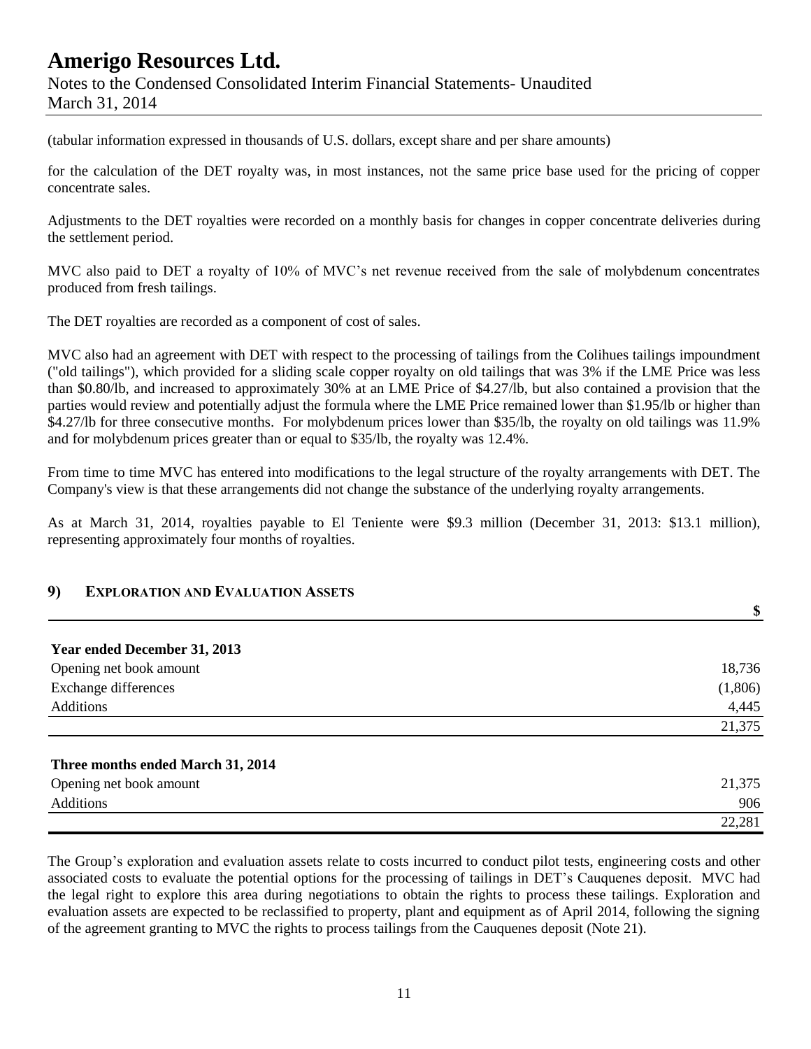(tabular information expressed in thousands of U.S. dollars, except share and per share amounts)

for the calculation of the DET royalty was, in most instances, not the same price base used for the pricing of copper concentrate sales.

Adjustments to the DET royalties were recorded on a monthly basis for changes in copper concentrate deliveries during the settlement period.

MVC also paid to DET a royalty of 10% of MVC's net revenue received from the sale of molybdenum concentrates produced from fresh tailings.

The DET royalties are recorded as a component of cost of sales.

MVC also had an agreement with DET with respect to the processing of tailings from the Colihues tailings impoundment ("old tailings"), which provided for a sliding scale copper royalty on old tailings that was 3% if the LME Price was less than \$0.80/lb, and increased to approximately 30% at an LME Price of \$4.27/lb, but also contained a provision that the parties would review and potentially adjust the formula where the LME Price remained lower than \$1.95/lb or higher than \$4.27/lb for three consecutive months. For molybdenum prices lower than \$35/lb, the royalty on old tailings was 11.9% and for molybdenum prices greater than or equal to \$35/lb, the royalty was 12.4%.

From time to time MVC has entered into modifications to the legal structure of the royalty arrangements with DET. The Company's view is that these arrangements did not change the substance of the underlying royalty arrangements.

As at March 31, 2014, royalties payable to El Teniente were \$9.3 million (December 31, 2013: \$13.1 million), representing approximately four months of royalties.

## 9) Exploration and Evaluation Assets

| | $ |
|---|---|
| **Year ended December 31, 2013** | |
| Opening net book amount | 18,736 |
| Exchange differences | (1,806) |
| Additions | 4,445 |
| | 21,375 |
| **Three months ended March 31, 2014** | |
| Opening net book amount | 21,375 |
| Additions | 906 |
| | 22,281 |

The Group's exploration and evaluation assets relate to costs incurred to conduct pilot tests, engineering costs and other associated costs to evaluate the potential options for the processing of tailings in DET's Cauquenes deposit. MVC had the legal right to explore this area during negotiations to obtain the rights to process these tailings. Exploration and evaluation assets are expected to be reclassified to property, plant and equipment as of April 2014, following the signing of the agreement granting to MVC the rights to process tailings from the Cauquenes deposit (Note 21).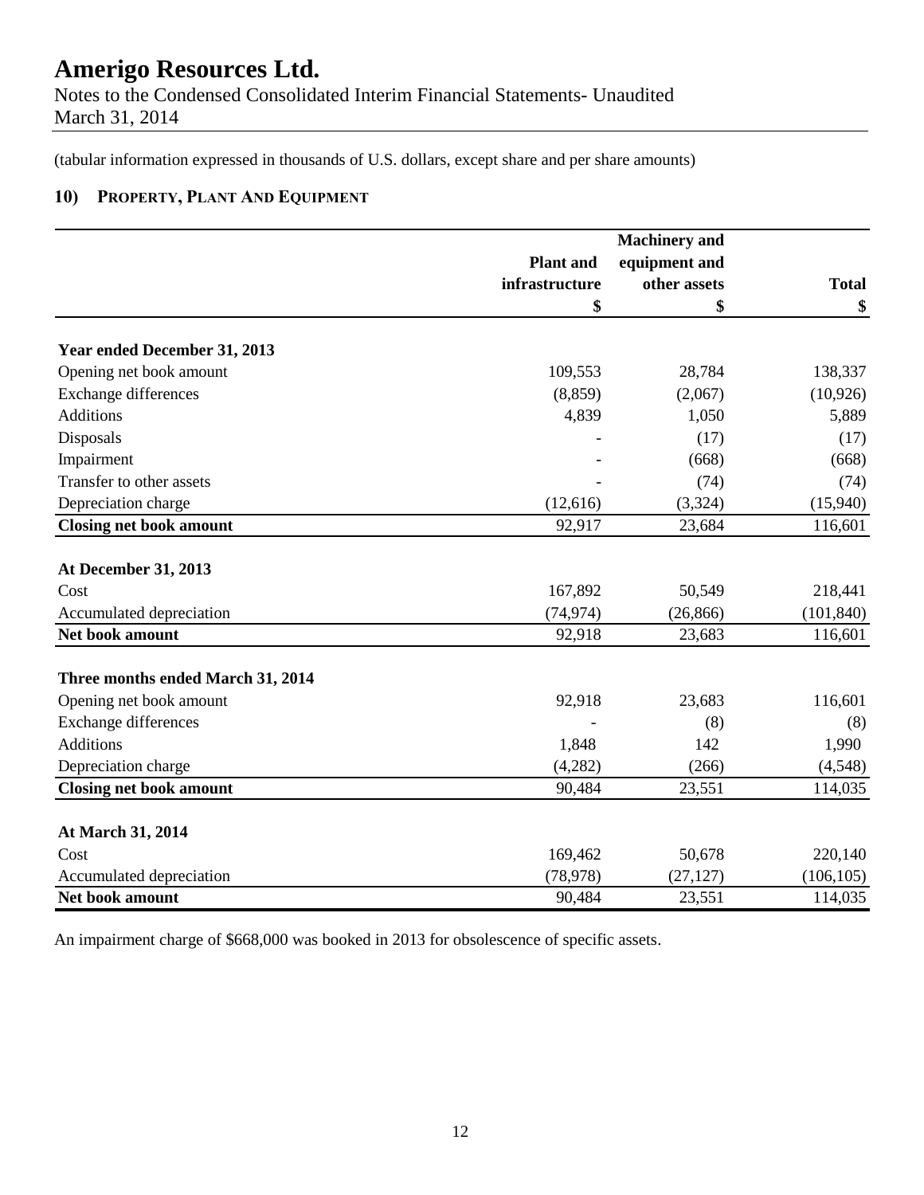# Amerigo Resources Ltd.

Notes to the Condensed Consolidated Interim Financial Statements- Unaudited
March 31, 2014

(tabular information expressed in thousands of U.S. dollars, except share and per share amounts)

## 10) Property, Plant And Equipment

| | Plant and infrastructure | Machinery and equipment and other assets | Total |
|---|---|---|---|
| | $ | $ | $ |
| **Year ended December 31, 2013** | | | |
| Opening net book amount | 109,553 | 28,784 | 138,337 |
| Exchange differences | (8,859) | (2,067) | (10,926) |
| Additions | 4,839 | 1,050 | 5,889 |
| Disposals | - | (17) | (17) |
| Impairment | - | (668) | (668) |
| Transfer to other assets | - | (74) | (74) |
| Depreciation charge | (12,616) | (3,324) | (15,940) |
| **Closing net book amount** | 92,917 | 23,684 | 116,601 |
| **At December 31, 2013** | | | |
| Cost | 167,892 | 50,549 | 218,441 |
| Accumulated depreciation | (74,974) | (26,866) | (101,840) |
| **Net book amount** | 92,918 | 23,683 | 116,601 |
| **Three months ended March 31, 2014** | | | |
| Opening net book amount | 92,918 | 23,683 | 116,601 |
| Exchange differences | - | (8) | (8) |
| Additions | 1,848 | 142 | 1,990 |
| Depreciation charge | (4,282) | (266) | (4,548) |
| **Closing net book amount** | 90,484 | 23,551 | 114,035 |
| **At March 31, 2014** | | | |
| Cost | 169,462 | 50,678 | 220,140 |
| Accumulated depreciation | (78,978) | (27,127) | (106,105) |
| **Net book amount** | 90,484 | 23,551 | 114,035 |

An impairment charge of $668,000 was booked in 2013 for obsolescence of specific assets.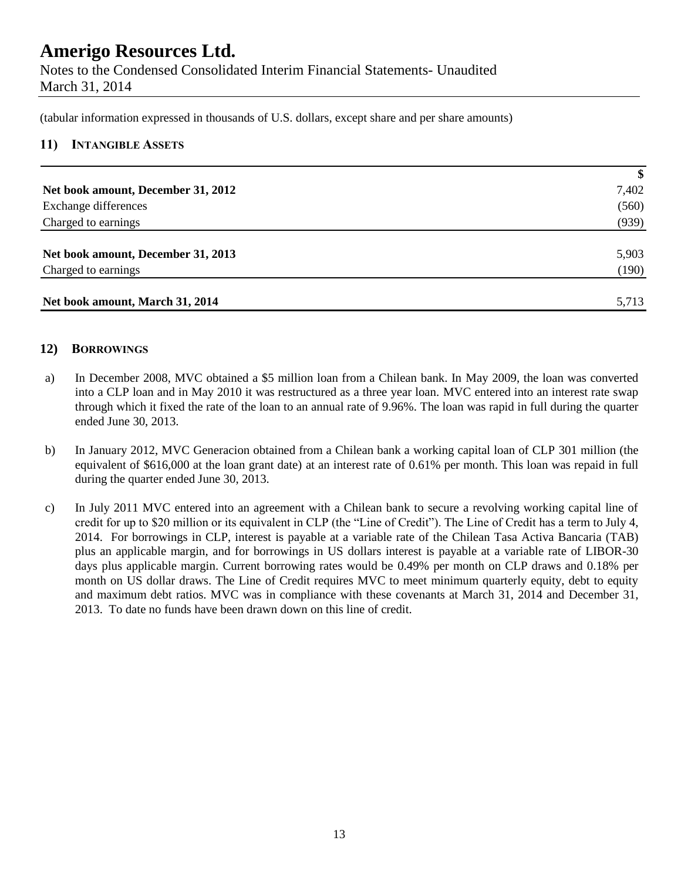(tabular information expressed in thousands of U.S. dollars, except share and per share amounts)

## 11) INTANGIBLE ASSETS

| | $ |
|---|---|
| **Net book amount, December 31, 2012** | 7,402 |
| Exchange differences | (560) |
| Charged to earnings | (939) |
| **Net book amount, December 31, 2013** | 5,903 |
| Charged to earnings | (190) |
| **Net book amount, March 31, 2014** | 5,713 |

## 12) BORROWINGS

a) In December 2008, MVC obtained a $5 million loan from a Chilean bank. In May 2009, the loan was converted into a CLP loan and in May 2010 it was restructured as a three year loan. MVC entered into an interest rate swap through which it fixed the rate of the loan to an annual rate of 9.96%. The loan was rapid in full during the quarter ended June 30, 2013.

b) In January 2012, MVC Generacion obtained from a Chilean bank a working capital loan of CLP 301 million (the equivalent of $616,000 at the loan grant date) at an interest rate of 0.61% per month. This loan was repaid in full during the quarter ended June 30, 2013.

c) In July 2011 MVC entered into an agreement with a Chilean bank to secure a revolving working capital line of credit for up to $20 million or its equivalent in CLP (the "Line of Credit"). The Line of Credit has a term to July 4, 2014. For borrowings in CLP, interest is payable at a variable rate of the Chilean Tasa Activa Bancaria (TAB) plus an applicable margin, and for borrowings in US dollars interest is payable at a variable rate of LIBOR-30 days plus applicable margin. Current borrowing rates would be 0.49% per month on CLP draws and 0.18% per month on US dollar draws. The Line of Credit requires MVC to meet minimum quarterly equity, debt to equity and maximum debt ratios. MVC was in compliance with these covenants at March 31, 2014 and December 31, 2013. To date no funds have been drawn down on this line of credit.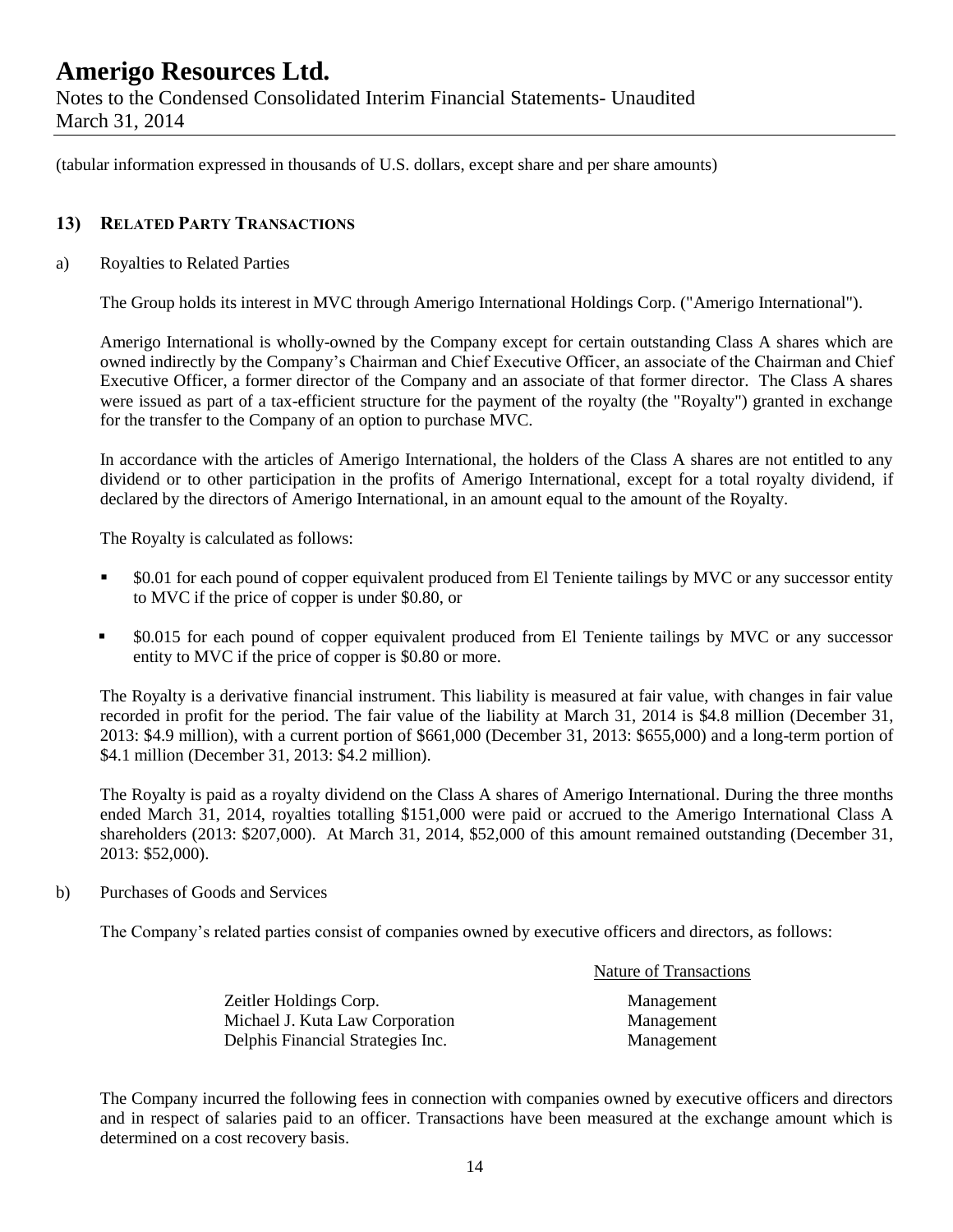(tabular information expressed in thousands of U.S. dollars, except share and per share amounts)

## 13) RELATED PARTY TRANSACTIONS

a) Royalties to Related Parties

The Group holds its interest in MVC through Amerigo International Holdings Corp. ("Amerigo International").

Amerigo International is wholly-owned by the Company except for certain outstanding Class A shares which are owned indirectly by the Company's Chairman and Chief Executive Officer, an associate of the Chairman and Chief Executive Officer, a former director of the Company and an associate of that former director. The Class A shares were issued as part of a tax-efficient structure for the payment of the royalty (the "Royalty") granted in exchange for the transfer to the Company of an option to purchase MVC.

In accordance with the articles of Amerigo International, the holders of the Class A shares are not entitled to any dividend or to other participation in the profits of Amerigo International, except for a total royalty dividend, if declared by the directors of Amerigo International, in an amount equal to the amount of the Royalty.

The Royalty is calculated as follows:

- $0.01 for each pound of copper equivalent produced from El Teniente tailings by MVC or any successor entity to MVC if the price of copper is under $0.80, or
- $0.015 for each pound of copper equivalent produced from El Teniente tailings by MVC or any successor entity to MVC if the price of copper is $0.80 or more.

The Royalty is a derivative financial instrument. This liability is measured at fair value, with changes in fair value recorded in profit for the period. The fair value of the liability at March 31, 2014 is $4.8 million (December 31, 2013: $4.9 million), with a current portion of $661,000 (December 31, 2013: $655,000) and a long-term portion of $4.1 million (December 31, 2013: $4.2 million).

The Royalty is paid as a royalty dividend on the Class A shares of Amerigo International. During the three months ended March 31, 2014, royalties totalling $151,000 were paid or accrued to the Amerigo International Class A shareholders (2013: $207,000). At March 31, 2014, $52,000 of this amount remained outstanding (December 31, 2013: $52,000).

b) Purchases of Goods and Services

The Company's related parties consist of companies owned by executive officers and directors, as follows:

| | Nature of Transactions |
|---|---|
| Zeitler Holdings Corp. | Management |
| Michael J. Kuta Law Corporation | Management |
| Delphis Financial Strategies Inc. | Management |

The Company incurred the following fees in connection with companies owned by executive officers and directors and in respect of salaries paid to an officer. Transactions have been measured at the exchange amount which is determined on a cost recovery basis.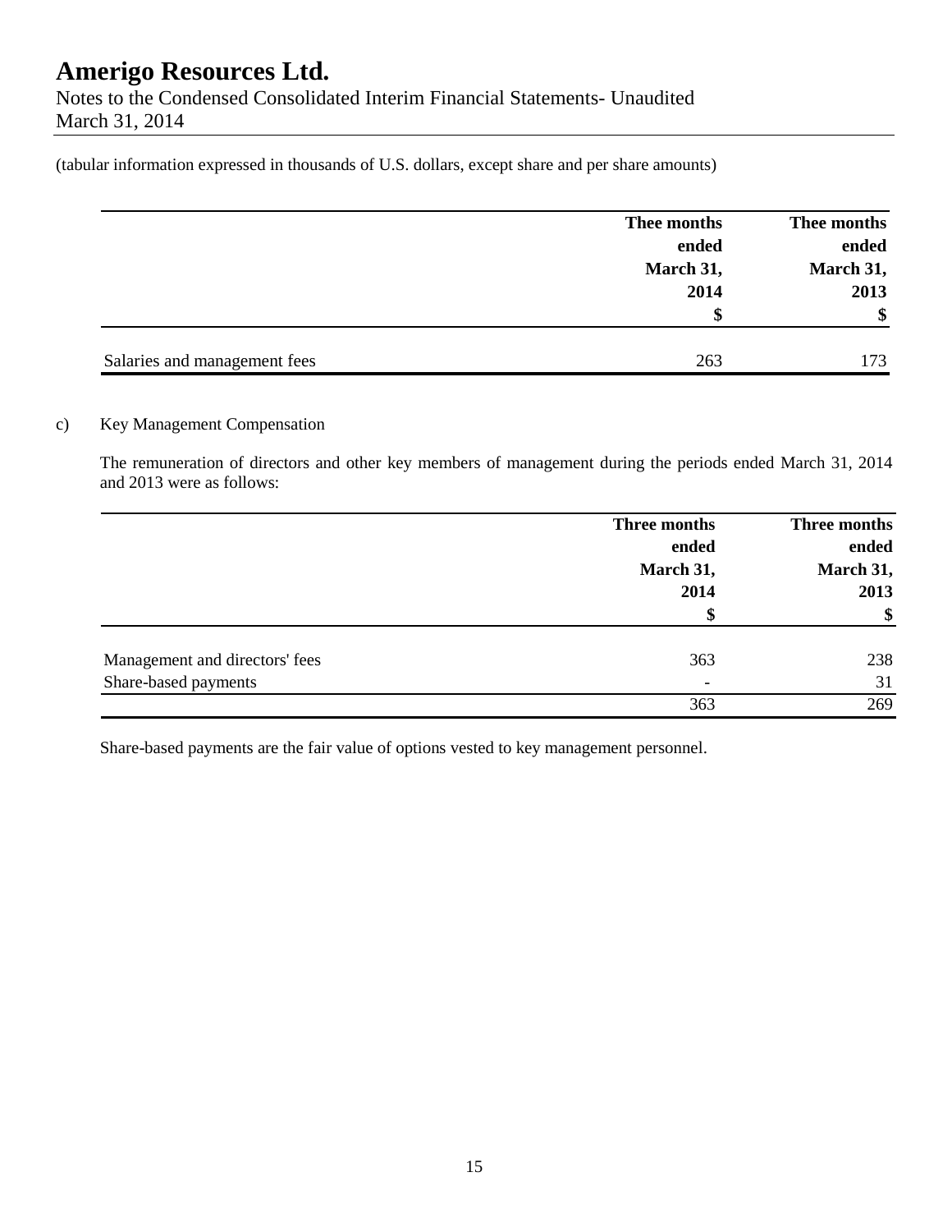# Amerigo Resources Ltd.

Notes to the Condensed Consolidated Interim Financial Statements- Unaudited
March 31, 2014

(tabular information expressed in thousands of U.S. dollars, except share and per share amounts)

| | Thee months ended March 31, 2014 $ | Thee months ended March 31, 2013 $ |
|---|---|---|
| Salaries and management fees | 263 | 173 |

c) Key Management Compensation

The remuneration of directors and other key members of management during the periods ended March 31, 2014 and 2013 were as follows:

| | Three months ended March 31, 2014 $ | Three months ended March 31, 2013 $ |
|---|---|---|
| Management and directors' fees | 363 | 238 |
| Share-based payments | - | 31 |
| | 363 | 269 |

Share-based payments are the fair value of options vested to key management personnel.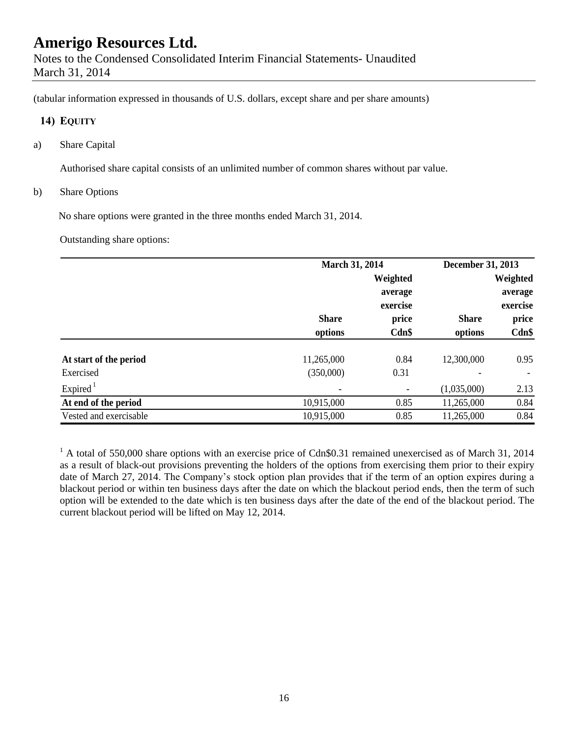(tabular information expressed in thousands of U.S. dollars, except share and per share amounts)

## 14) EQUITY

a) Share Capital

Authorised share capital consists of an unlimited number of common shares without par value.

b) Share Options

No share options were granted in the three months ended March 31, 2014.

Outstanding share options:

| | March 31, 2014 | | December 31, 2013 | |
|---|---|---|---|---|
| | Share options | Weighted average exercise price Cdn$ | Share options | Weighted average exercise price Cdn$ |
| **At start of the period** | 11,265,000 | 0.84 | 12,300,000 | 0.95 |
| Exercised | (350,000) | 0.31 | - | - |
| Expired [1] | - | - | (1,035,000) | 2.13 |
| **At end of the period** | 10,915,000 | 0.85 | 11,265,000 | 0.84 |
| Vested and exercisable | 10,915,000 | 0.85 | 11,265,000 | 0.84 |

[1] A total of 550,000 share options with an exercise price of Cdn$0.31 remained unexercised as of March 31, 2014 as a result of black-out provisions preventing the holders of the options from exercising them prior to their expiry date of March 27, 2014. The Company's stock option plan provides that if the term of an option expires during a blackout period or within ten business days after the date on which the blackout period ends, then the term of such option will be extended to the date which is ten business days after the date of the end of the blackout period. The current blackout period will be lifted on May 12, 2014.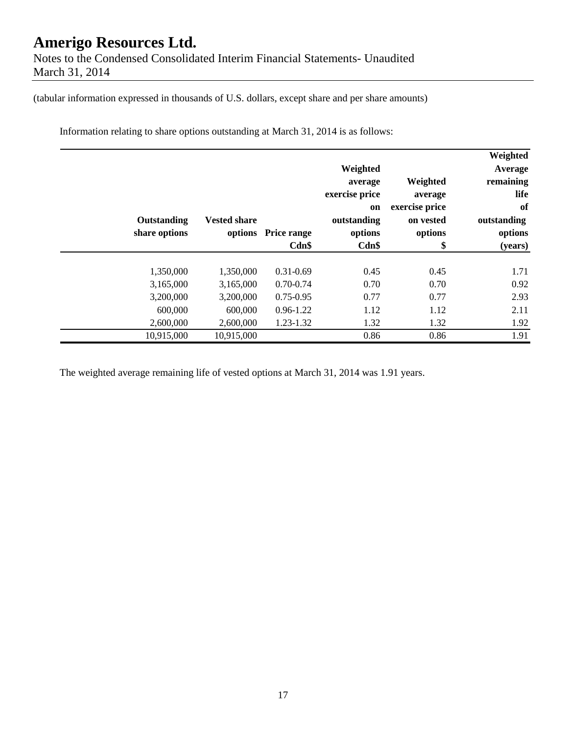# Amerigo Resources Ltd.

Notes to the Condensed Consolidated Interim Financial Statements- Unaudited
March 31, 2014

(tabular information expressed in thousands of U.S. dollars, except share and per share amounts)

Information relating to share options outstanding at March 31, 2014 is as follows:

| Outstanding share options | Vested share options | Price range Cdn$ | Weighted average exercise price on outstanding options Cdn$ | Weighted average exercise price on vested options $ | Weighted Average remaining life of outstanding options (years) |
|---|---|---|---|---|---|
| 1,350,000 | 1,350,000 | 0.31-0.69 | 0.45 | 0.45 | 1.71 |
| 3,165,000 | 3,165,000 | 0.70-0.74 | 0.70 | 0.70 | 0.92 |
| 3,200,000 | 3,200,000 | 0.75-0.95 | 0.77 | 0.77 | 2.93 |
| 600,000 | 600,000 | 0.96-1.22 | 1.12 | 1.12 | 2.11 |
| 2,600,000 | 2,600,000 | 1.23-1.32 | 1.32 | 1.32 | 1.92 |
| 10,915,000 | 10,915,000 | | 0.86 | 0.86 | 1.91 |

The weighted average remaining life of vested options at March 31, 2014 was 1.91 years.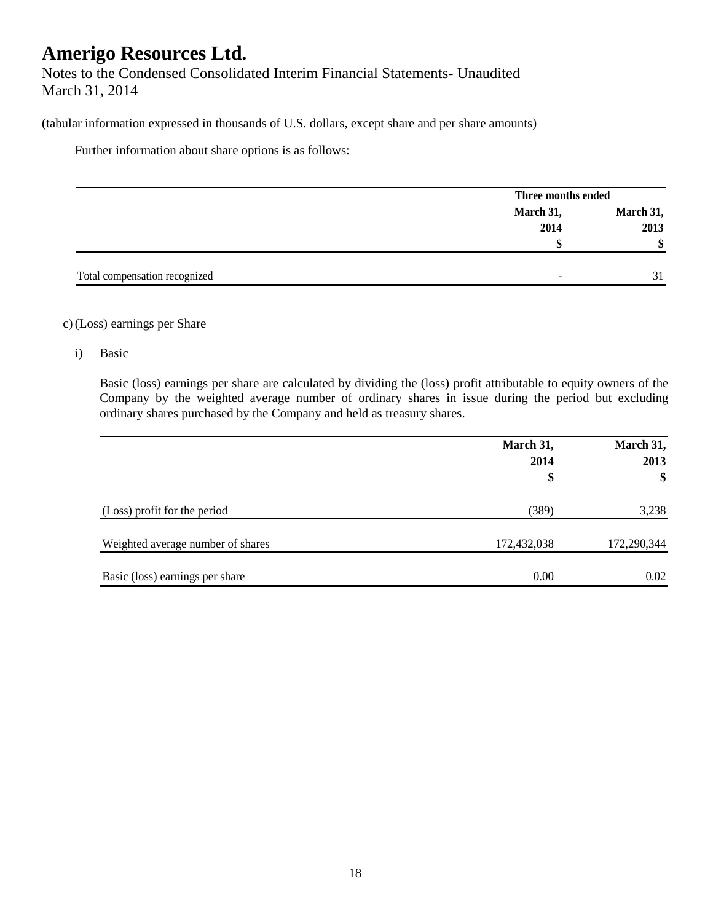# Amerigo Resources Ltd.

Notes to the Condensed Consolidated Interim Financial Statements- Unaudited
March 31, 2014

(tabular information expressed in thousands of U.S. dollars, except share and per share amounts)

Further information about share options is as follows:

| | Three months ended | |
|---|---|---|
| | March 31, 2014 | March 31, 2013 |
| | $ | $ |
| Total compensation recognized | - | 31 |

c) (Loss) earnings per Share

i) Basic

Basic (loss) earnings per share are calculated by dividing the (loss) profit attributable to equity owners of the Company by the weighted average number of ordinary shares in issue during the period but excluding ordinary shares purchased by the Company and held as treasury shares.

| | March 31, 2014 | March 31, 2013 |
|---|---|---|
| | $ | $ |
| (Loss) profit for the period | (389) | 3,238 |
| Weighted average number of shares | 172,432,038 | 172,290,344 |
| Basic (loss) earnings per share | 0.00 | 0.02 |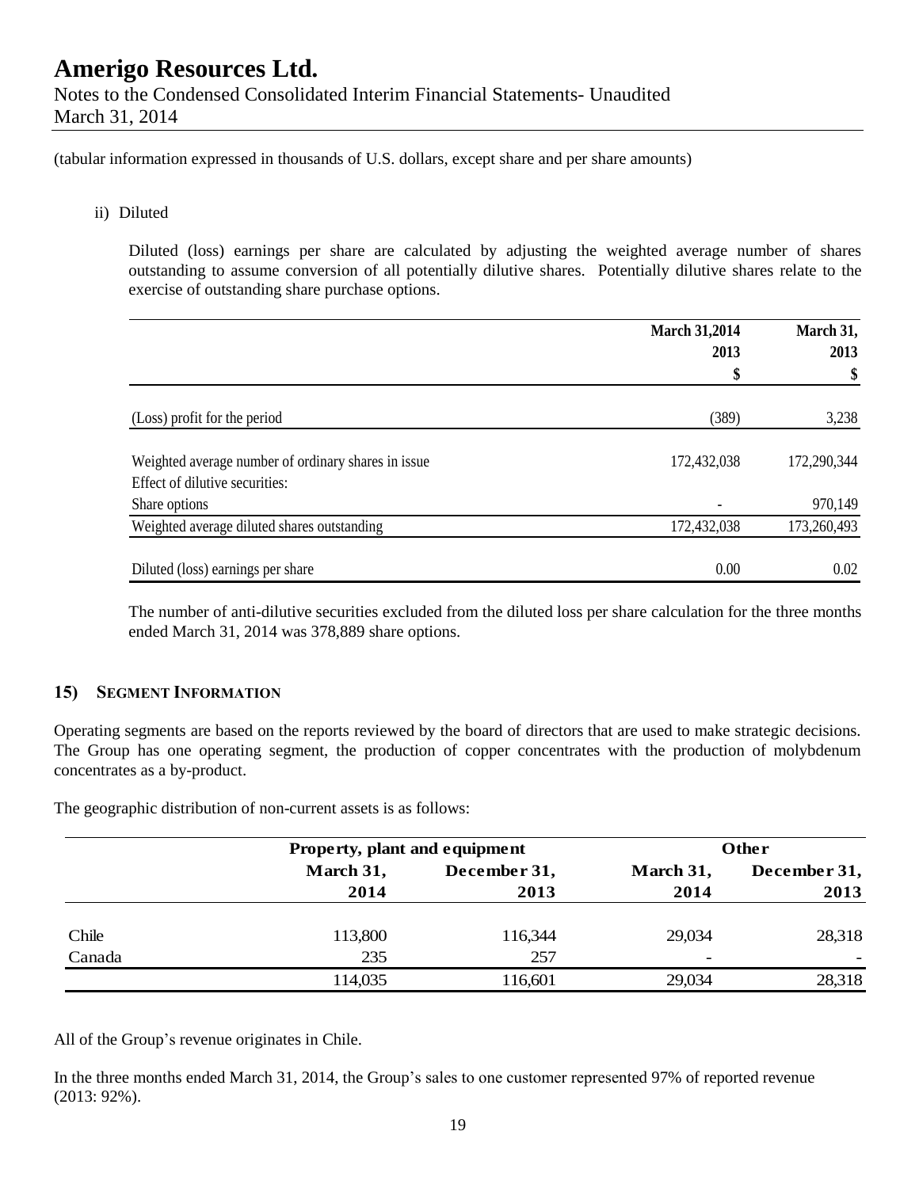(tabular information expressed in thousands of U.S. dollars, except share and per share amounts)

ii) Diluted

Diluted (loss) earnings per share are calculated by adjusting the weighted average number of shares outstanding to assume conversion of all potentially dilutive shares. Potentially dilutive shares relate to the exercise of outstanding share purchase options.

| | March 31,2014 2013 $ | March 31, 2013 $ |
|---|---|---|
| (Loss) profit for the period | (389) | 3,238 |
| Weighted average number of ordinary shares in issue | 172,432,038 | 172,290,344 |
| Effect of dilutive securities: | | |
| Share options | - | 970,149 |
| Weighted average diluted shares outstanding | 172,432,038 | 173,260,493 |
| Diluted (loss) earnings per share | 0.00 | 0.02 |

The number of anti-dilutive securities excluded from the diluted loss per share calculation for the three months ended March 31, 2014 was 378,889 share options.

## 15) Segment Information

Operating segments are based on the reports reviewed by the board of directors that are used to make strategic decisions. The Group has one operating segment, the production of copper concentrates with the production of molybdenum concentrates as a by-product.

The geographic distribution of non-current assets is as follows:

| | Property, plant and equipment | | Other | |
|---|---|---|---|---|
| | March 31, 2014 | December 31, 2013 | March 31, 2014 | December 31, 2013 |
| Chile | 113,800 | 116,344 | 29,034 | 28,318 |
| Canada | 235 | 257 | - | - |
| | 114,035 | 116,601 | 29,034 | 28,318 |

All of the Group's revenue originates in Chile.

In the three months ended March 31, 2014, the Group's sales to one customer represented 97% of reported revenue (2013: 92%).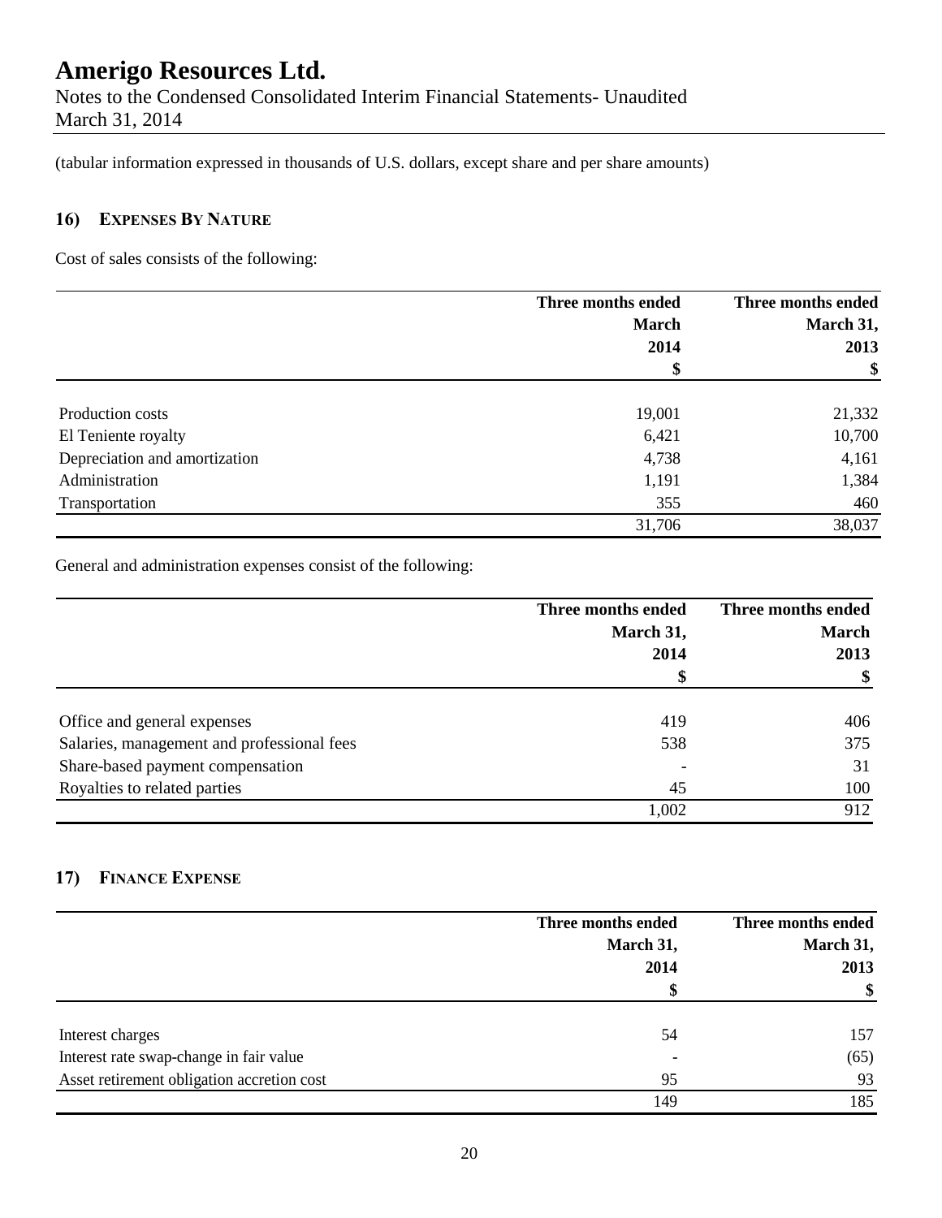# Amerigo Resources Ltd.

Notes to the Condensed Consolidated Interim Financial Statements- Unaudited
March 31, 2014

(tabular information expressed in thousands of U.S. dollars, except share and per share amounts)

## 16) EXPENSES BY NATURE

Cost of sales consists of the following:

| | Three months ended March 2014 $ | Three months ended March 31, 2013 $ |
|---|---|---|
| Production costs | 19,001 | 21,332 |
| El Teniente royalty | 6,421 | 10,700 |
| Depreciation and amortization | 4,738 | 4,161 |
| Administration | 1,191 | 1,384 |
| Transportation | 355 | 460 |
| | 31,706 | 38,037 |

General and administration expenses consist of the following:

| | Three months ended March 31, 2014 $ | Three months ended March 2013 $ |
|---|---|---|
| Office and general expenses | 419 | 406 |
| Salaries, management and professional fees | 538 | 375 |
| Share-based payment compensation | - | 31 |
| Royalties to related parties | 45 | 100 |
| | 1,002 | 912 |

## 17) FINANCE EXPENSE

| | Three months ended March 31, 2014 $ | Three months ended March 31, 2013 $ |
|---|---|---|
| Interest charges | 54 | 157 |
| Interest rate swap-change in fair value | - | (65) |
| Asset retirement obligation accretion cost | 95 | 93 |
| | 149 | 185 |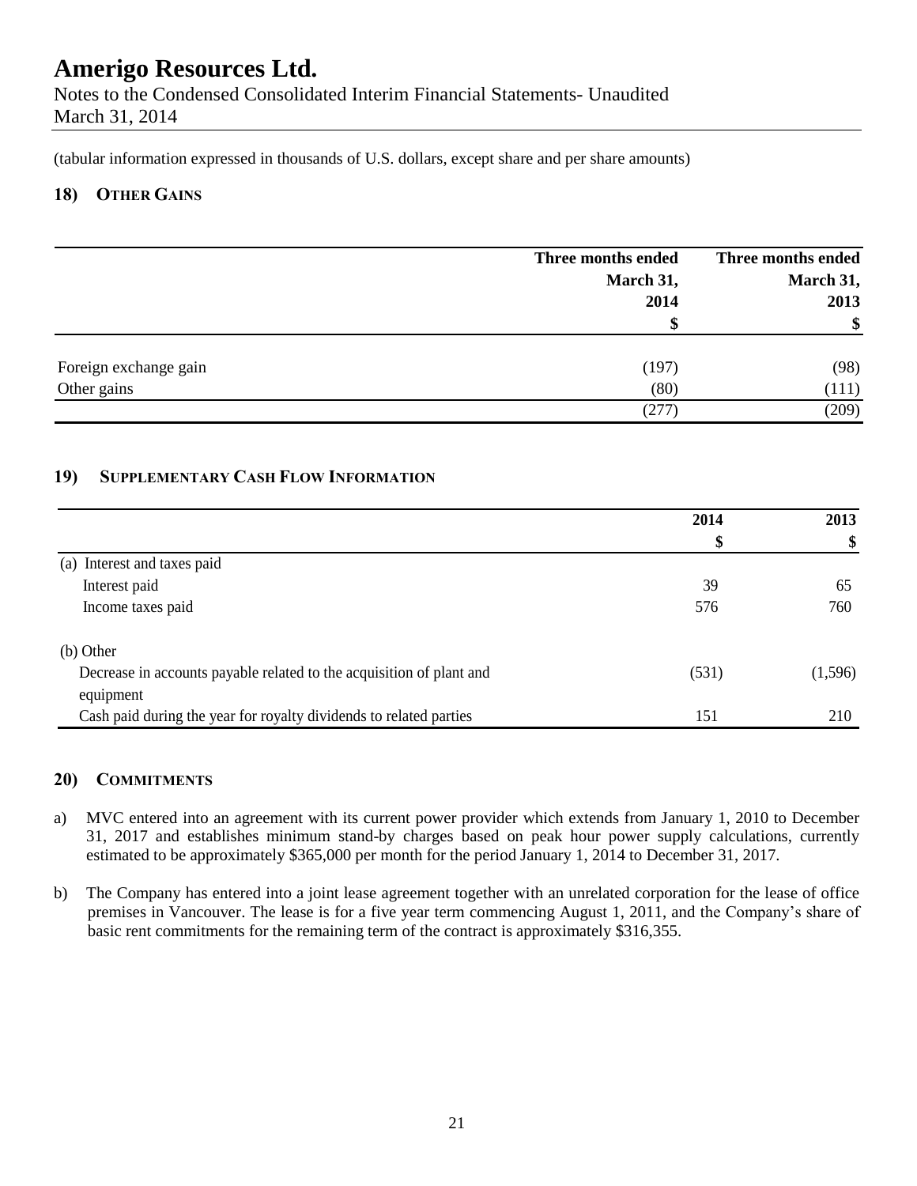(tabular information expressed in thousands of U.S. dollars, except share and per share amounts)

## 18) OTHER GAINS

| | Three months ended March 31, 2014 $ | Three months ended March 31, 2013 $ |
|---|---|---|
| Foreign exchange gain | (197) | (98) |
| Other gains | (80) | (111) |
| | (277) | (209) |

## 19) SUPPLEMENTARY CASH FLOW INFORMATION

| | 2014 $ | 2013 $ |
|---|---|---|
| (a) Interest and taxes paid | | |
| Interest paid | 39 | 65 |
| Income taxes paid | 576 | 760 |
| (b) Other | | |
| Decrease in accounts payable related to the acquisition of plant and equipment | (531) | (1,596) |
| Cash paid during the year for royalty dividends to related parties | 151 | 210 |

## 20) COMMITMENTS

a) MVC entered into an agreement with its current power provider which extends from January 1, 2010 to December 31, 2017 and establishes minimum stand-by charges based on peak hour power supply calculations, currently estimated to be approximately $365,000 per month for the period January 1, 2014 to December 31, 2017.

b) The Company has entered into a joint lease agreement together with an unrelated corporation for the lease of office premises in Vancouver. The lease is for a five year term commencing August 1, 2011, and the Company's share of basic rent commitments for the remaining term of the contract is approximately $316,355.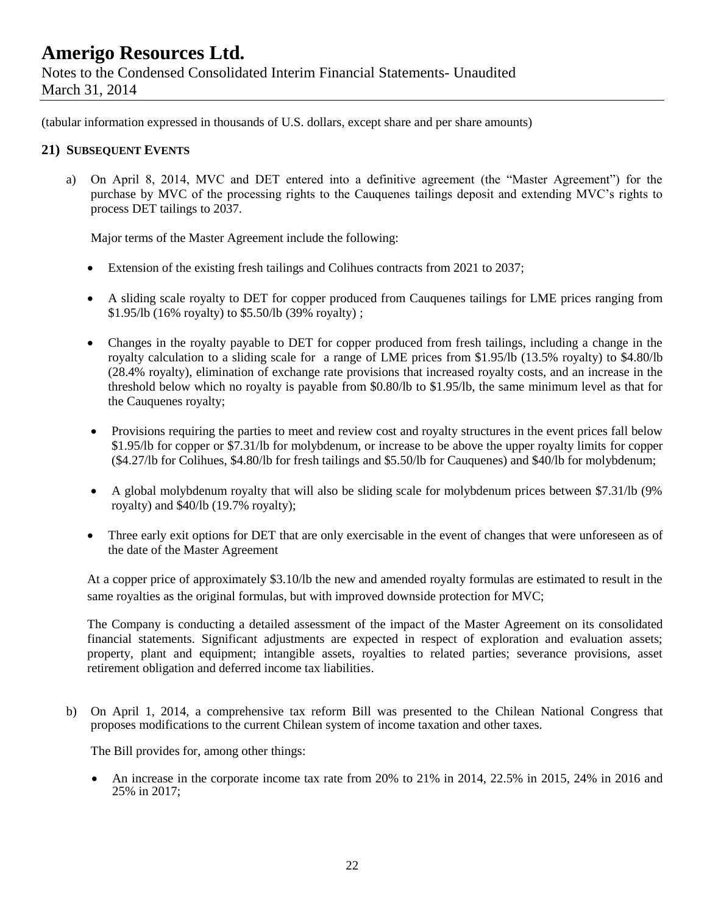(tabular information expressed in thousands of U.S. dollars, except share and per share amounts)

## 21) SUBSEQUENT EVENTS

a) On April 8, 2014, MVC and DET entered into a definitive agreement (the "Master Agreement") for the purchase by MVC of the processing rights to the Cauquenes tailings deposit and extending MVC's rights to process DET tailings to 2037.

Major terms of the Master Agreement include the following:

- Extension of the existing fresh tailings and Colihues contracts from 2021 to 2037;
- A sliding scale royalty to DET for copper produced from Cauquenes tailings for LME prices ranging from $1.95/lb (16% royalty) to $5.50/lb (39% royalty) ;
- Changes in the royalty payable to DET for copper produced from fresh tailings, including a change in the royalty calculation to a sliding scale for a range of LME prices from $1.95/lb (13.5% royalty) to $4.80/lb (28.4% royalty), elimination of exchange rate provisions that increased royalty costs, and an increase in the threshold below which no royalty is payable from $0.80/lb to $1.95/lb, the same minimum level as that for the Cauquenes royalty;
- Provisions requiring the parties to meet and review cost and royalty structures in the event prices fall below $1.95/lb for copper or $7.31/lb for molybdenum, or increase to be above the upper royalty limits for copper ($4.27/lb for Colihues, $4.80/lb for fresh tailings and $5.50/lb for Cauquenes) and $40/lb for molybdenum;
- A global molybdenum royalty that will also be sliding scale for molybdenum prices between $7.31/lb (9% royalty) and $40/lb (19.7% royalty);
- Three early exit options for DET that are only exercisable in the event of changes that were unforeseen as of the date of the Master Agreement

At a copper price of approximately $3.10/lb the new and amended royalty formulas are estimated to result in the same royalties as the original formulas, but with improved downside protection for MVC;

The Company is conducting a detailed assessment of the impact of the Master Agreement on its consolidated financial statements. Significant adjustments are expected in respect of exploration and evaluation assets; property, plant and equipment; intangible assets, royalties to related parties; severance provisions, asset retirement obligation and deferred income tax liabilities.

b) On April 1, 2014, a comprehensive tax reform Bill was presented to the Chilean National Congress that proposes modifications to the current Chilean system of income taxation and other taxes.

The Bill provides for, among other things:

- An increase in the corporate income tax rate from 20% to 21% in 2014, 22.5% in 2015, 24% in 2016 and 25% in 2017;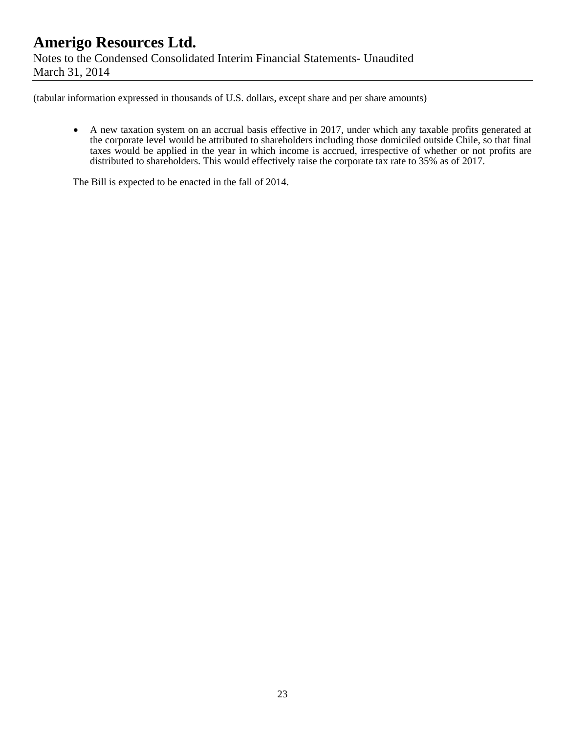(tabular information expressed in thousands of U.S. dollars, except share and per share amounts)

- A new taxation system on an accrual basis effective in 2017, under which any taxable profits generated at the corporate level would be attributed to shareholders including those domiciled outside Chile, so that final taxes would be applied in the year in which income is accrued, irrespective of whether or not profits are distributed to shareholders. This would effectively raise the corporate tax rate to 35% as of 2017.

The Bill is expected to be enacted in the fall of 2014.